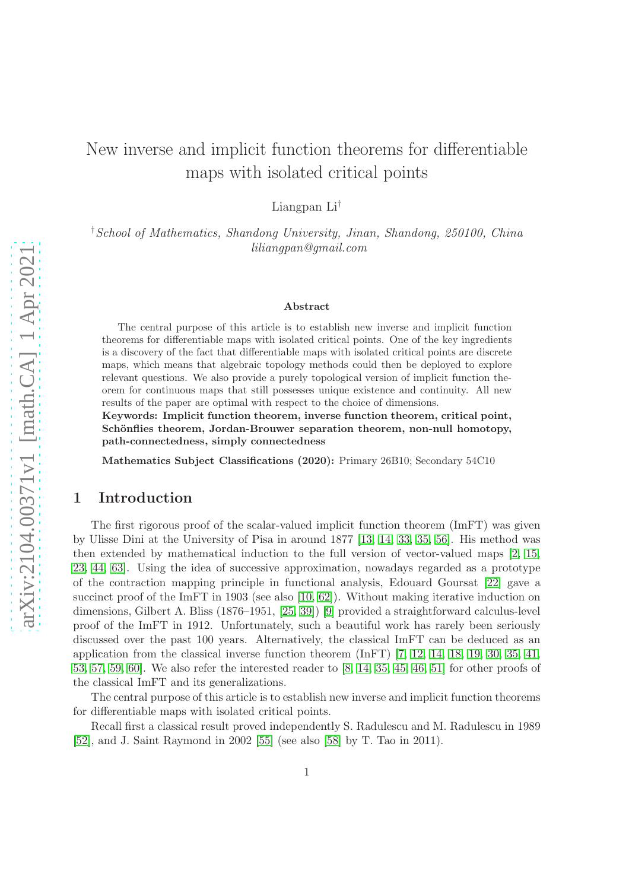# New inverse and implicit function theorems for differentiable maps with isolated critical points

Liangpan Li[†]

[†]*School of Mathematics, Shandong University, Jinan, Shandong, 250100, China*
*liliangpan@gmail.com*

### Abstract

The central purpose of this article is to establish new inverse and implicit function theorems for differentiable maps with isolated critical points. One of the key ingredients is a discovery of the fact that differentiable maps with isolated critical points are discrete maps, which means that algebraic topology methods could then be deployed to explore relevant questions. We also provide a purely topological version of implicit function theorem for continuous maps that still possesses unique existence and continuity. All new results of the paper are optimal with respect to the choice of dimensions.

**Keywords: Implicit function theorem, inverse function theorem, critical point, Schönflies theorem, Jordan-Brouwer separation theorem, non-null homotopy, path-connectedness, simply connectedness**

**Mathematics Subject Classifications (2020):** Primary 26B10; Secondary 54C10

## 1 Introduction

The first rigorous proof of the scalar-valued implicit function theorem (ImFT) was given by Ulisse Dini at the University of Pisa in around 1877 [13, 14, 33, 35, 56]. His method was then extended by mathematical induction to the full version of vector-valued maps [2, 15, 23, 44, 63]. Using the idea of successive approximation, nowadays regarded as a prototype of the contraction mapping principle in functional analysis, Edouard Goursat [22] gave a succinct proof of the ImFT in 1903 (see also [10, 62]). Without making iterative induction on dimensions, Gilbert A. Bliss (1876–1951, [25, 39]) [9] provided a straightforward calculus-level proof of the ImFT in 1912. Unfortunately, such a beautiful work has rarely been seriously discussed over the past 100 years. Alternatively, the classical ImFT can be deduced as an application from the classical inverse function theorem (InFT) [7, 12, 14, 18, 19, 30, 35, 41, 53, 57, 59, 60]. We also refer the interested reader to [8, 14, 35, 45, 46, 51] for other proofs of the classical ImFT and its generalizations.

The central purpose of this article is to establish new inverse and implicit function theorems for differentiable maps with isolated critical points.

Recall first a classical result proved independently S. Radulescu and M. Radulescu in 1989 [52], and J. Saint Raymond in 2002 [55] (see also [58] by T. Tao in 2011).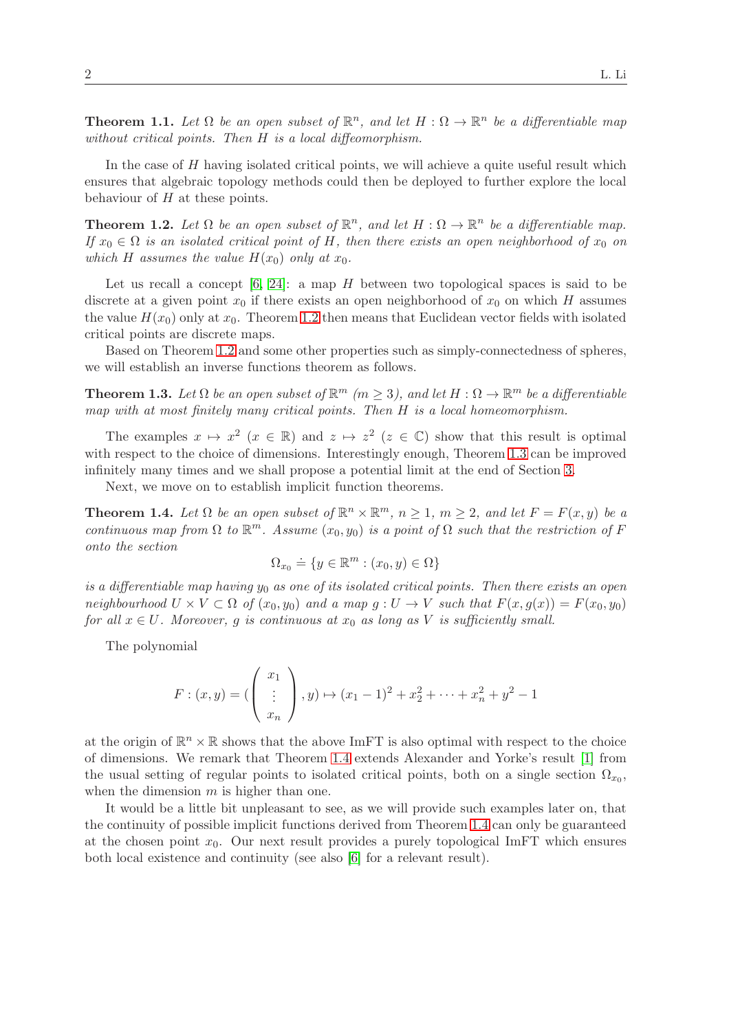**Theorem 1.1.** *Let $\Omega$ be an open subset of $\mathbb{R}^n$, and let $H : \Omega \to \mathbb{R}^n$ be a differentiable map without critical points. Then $H$ is a local diffeomorphism.*

In the case of $H$ having isolated critical points, we will achieve a quite useful result which ensures that algebraic topology methods could then be deployed to further explore the local behaviour of $H$ at these points.

**Theorem 1.2.** *Let $\Omega$ be an open subset of $\mathbb{R}^n$, and let $H : \Omega \to \mathbb{R}^n$ be a differentiable map. If $x_0 \in \Omega$ is an isolated critical point of $H$, then there exists an open neighborhood of $x_0$ on which $H$ assumes the value $H(x_0)$ only at $x_0$.*

Let us recall a concept [6, 24]: a map $H$ between two topological spaces is said to be discrete at a given point $x_0$ if there exists an open neighborhood of $x_0$ on which $H$ assumes the value $H(x_0)$ only at $x_0$. Theorem 1.2 then means that Euclidean vector fields with isolated critical points are discrete maps.

Based on Theorem 1.2 and some other properties such as simply-connectedness of spheres, we will establish an inverse functions theorem as follows.

**Theorem 1.3.** *Let $\Omega$ be an open subset of $\mathbb{R}^m$ ($m \geq 3$), and let $H : \Omega \to \mathbb{R}^m$ be a differentiable map with at most finitely many critical points. Then $H$ is a local homeomorphism.*

The examples $x \mapsto x^2$ ($x \in \mathbb{R}$) and $z \mapsto z^2$ ($z \in \mathbb{C}$) show that this result is optimal with respect to the choice of dimensions. Interestingly enough, Theorem 1.3 can be improved infinitely many times and we shall propose a potential limit at the end of Section 3.

Next, we move on to establish implicit function theorems.

**Theorem 1.4.** *Let $\Omega$ be an open subset of $\mathbb{R}^n \times \mathbb{R}^m$, $n \geq 1$, $m \geq 2$, and let $F = F(x, y)$ be a continuous map from $\Omega$ to $\mathbb{R}^m$. Assume $(x_0, y_0)$ is a point of $\Omega$ such that the restriction of $F$ onto the section*

$$\Omega_{x_0} \doteq \{y \in \mathbb{R}^m : (x_0, y) \in \Omega\}$$

*is a differentiable map having $y_0$ as one of its isolated critical points. Then there exists an open neighbourhood $U \times V \subset \Omega$ of $(x_0, y_0)$ and a map $g : U \to V$ such that $F(x, g(x)) = F(x_0, y_0)$ for all $x \in U$. Moreover, $g$ is continuous at $x_0$ as long as $V$ is sufficiently small.*

The polynomial

$$F : (x, y) = (\begin{pmatrix} x_1 \\ \vdots \\ x_n \end{pmatrix}, y) \mapsto (x_1 - 1)^2 + x_2^2 + \cdots + x_n^2 + y^2 - 1$$

at the origin of $\mathbb{R}^n \times \mathbb{R}$ shows that the above ImFT is also optimal with respect to the choice of dimensions. We remark that Theorem 1.4 extends Alexander and Yorke's result [1] from the usual setting of regular points to isolated critical points, both on a single section $\Omega_{x_0}$, when the dimension $m$ is higher than one.

It would be a little bit unpleasant to see, as we will provide such examples later on, that the continuity of possible implicit functions derived from Theorem 1.4 can only be guaranteed at the chosen point $x_0$. Our next result provides a purely topological ImFT which ensures both local existence and continuity (see also [6] for a relevant result).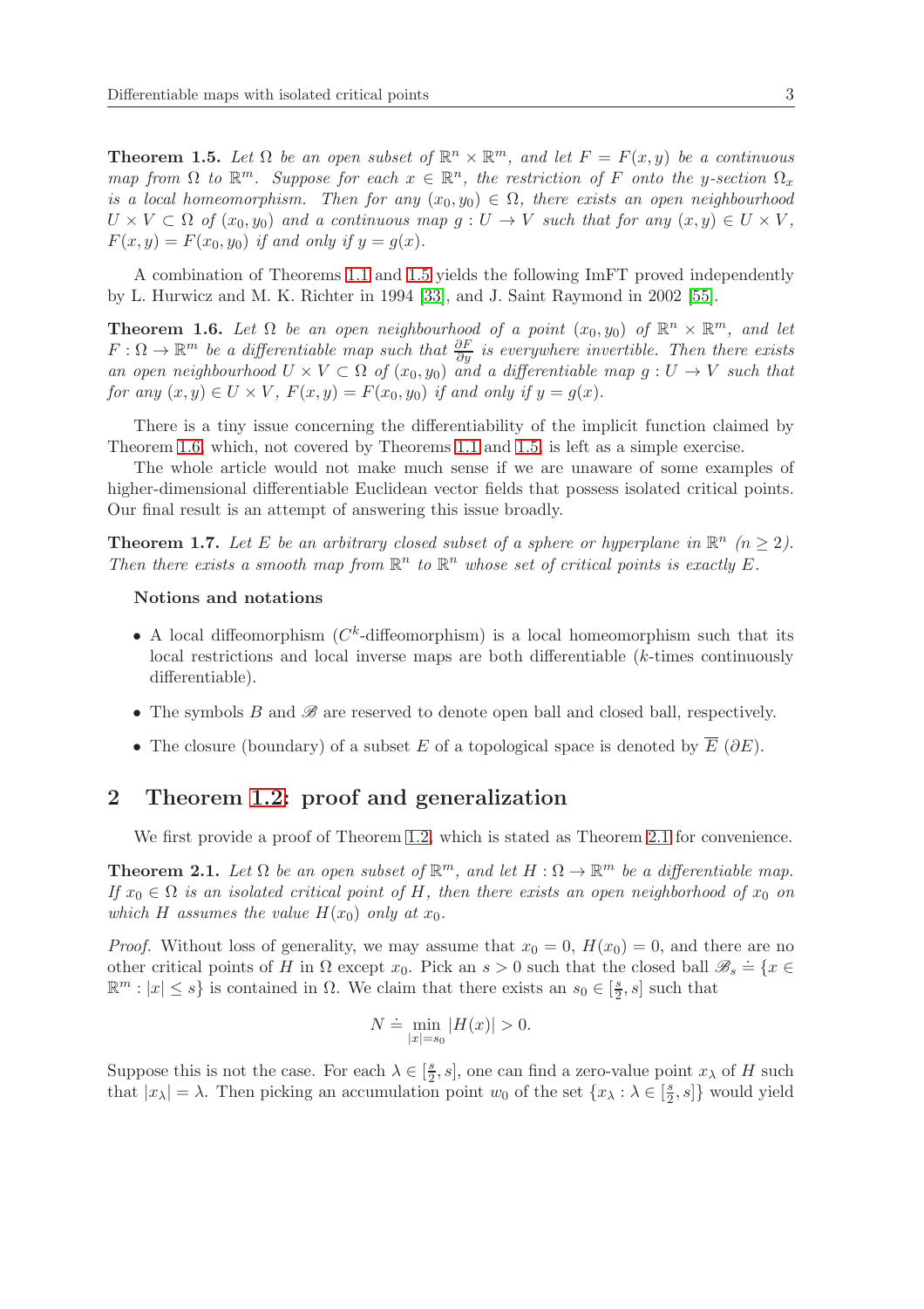**Theorem 1.5.** *Let $\Omega$ be an open subset of $\mathbb{R}^n \times \mathbb{R}^m$, and let $F = F(x, y)$ be a continuous map from $\Omega$ to $\mathbb{R}^m$. Suppose for each $x \in \mathbb{R}^n$, the restriction of $F$ onto the $y$-section $\Omega_x$ is a local homeomorphism. Then for any $(x_0, y_0) \in \Omega$, there exists an open neighbourhood $U \times V \subset \Omega$ of $(x_0, y_0)$ and a continuous map $g : U \to V$ such that for any $(x, y) \in U \times V$, $F(x, y) = F(x_0, y_0)$ if and only if $y = g(x)$.*

A combination of Theorems 1.1 and 1.5 yields the following ImFT proved independently by L. Hurwicz and M. K. Richter in 1994 [33], and J. Saint Raymond in 2002 [55].

**Theorem 1.6.** *Let $\Omega$ be an open neighbourhood of a point $(x_0, y_0)$ of $\mathbb{R}^n \times \mathbb{R}^m$, and let $F : \Omega \to \mathbb{R}^m$ be a differentiable map such that $\frac{\partial F}{\partial y}$ is everywhere invertible. Then there exists an open neighbourhood $U \times V \subset \Omega$ of $(x_0, y_0)$ and a differentiable map $g : U \to V$ such that for any $(x, y) \in U \times V$, $F(x, y) = F(x_0, y_0)$ if and only if $y = g(x)$.*

There is a tiny issue concerning the differentiability of the implicit function claimed by Theorem 1.6, which, not covered by Theorems 1.1 and 1.5, is left as a simple exercise.

The whole article would not make much sense if we are unaware of some examples of higher-dimensional differentiable Euclidean vector fields that possess isolated critical points. Our final result is an attempt of answering this issue broadly.

**Theorem 1.7.** *Let $E$ be an arbitrary closed subset of a sphere or hyperplane in $\mathbb{R}^n$ $(n \geq 2)$. Then there exists a smooth map from $\mathbb{R}^n$ to $\mathbb{R}^n$ whose set of critical points is exactly $E$.*

**Notions and notations**

- A local diffeomorphism ($C^k$-diffeomorphism) is a local homeomorphism such that its local restrictions and local inverse maps are both differentiable ($k$-times continuously differentiable).
- The symbols $B$ and $\mathscr{B}$ are reserved to denote open ball and closed ball, respectively.
- The closure (boundary) of a subset $E$ of a topological space is denoted by $\overline{E}$ ($\partial E$).

## 2 Theorem 1.2: proof and generalization

We first provide a proof of Theorem 1.2, which is stated as Theorem 2.1 for convenience.

**Theorem 2.1.** *Let $\Omega$ be an open subset of $\mathbb{R}^m$, and let $H : \Omega \to \mathbb{R}^m$ be a differentiable map. If $x_0 \in \Omega$ is an isolated critical point of $H$, then there exists an open neighborhood of $x_0$ on which $H$ assumes the value $H(x_0)$ only at $x_0$.*

*Proof.* Without loss of generality, we may assume that $x_0 = 0$, $H(x_0) = 0$, and there are no other critical points of $H$ in $\Omega$ except $x_0$. Pick an $s > 0$ such that the closed ball $\mathscr{B}_s \doteq \{x \in \mathbb{R}^m : |x| \leq s\}$ is contained in $\Omega$. We claim that there exists an $s_0 \in [\frac{s}{2}, s]$ such that

$$N \doteq \min_{|x|=s_0} |H(x)| > 0.$$

Suppose this is not the case. For each $\lambda \in [\frac{s}{2}, s]$, one can find a zero-value point $x_\lambda$ of $H$ such that $|x_\lambda| = \lambda$. Then picking an accumulation point $w_0$ of the set $\{x_\lambda : \lambda \in [\frac{s}{2}, s]\}$ would yield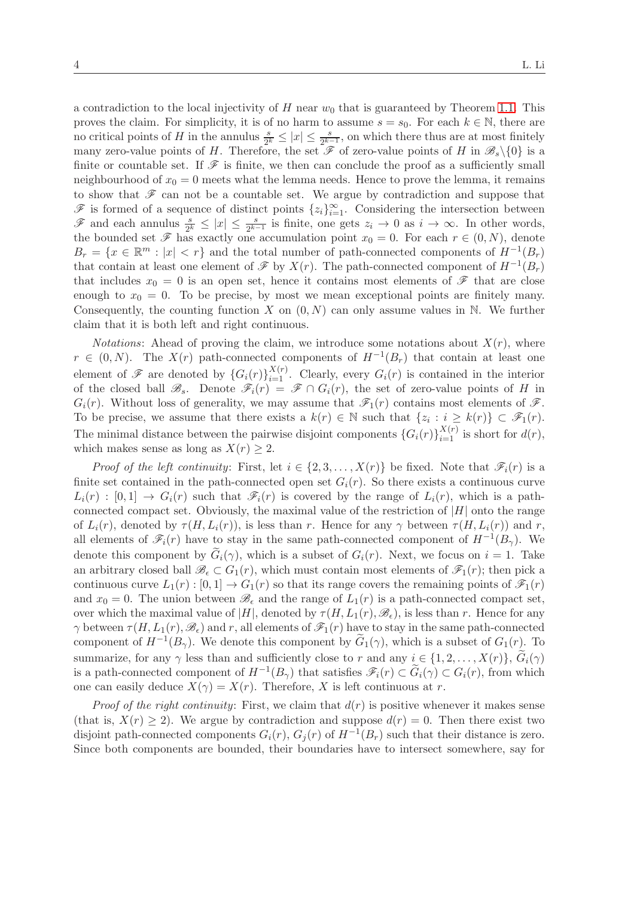a contradiction to the local injectivity of $H$ near $w_0$ that is guaranteed by Theorem 1.1. This proves the claim. For simplicity, it is of no harm to assume $s = s_0$. For each $k \in \mathbb{N}$, there are no critical points of $H$ in the annulus $\frac{s}{2^k} \le |x| \le \frac{s}{2^{k-1}}$, on which there thus are at most finitely many zero-value points of $H$. Therefore, the set $\mathscr{F}$ of zero-value points of $H$ in $\mathscr{B}_s \backslash \{0\}$ is a finite or countable set. If $\mathscr{F}$ is finite, we then can conclude the proof as a sufficiently small neighbourhood of $x_0 = 0$ meets what the lemma needs. Hence to prove the lemma, it remains to show that $\mathscr{F}$ can not be a countable set. We argue by contradiction and suppose that $\mathscr{F}$ is formed of a sequence of distinct points $\{z_i\}_{i=1}^{\infty}$. Considering the intersection between $\mathscr{F}$ and each annulus $\frac{s}{2^k} \le |x| \le \frac{s}{2^{k-1}}$ is finite, one gets $z_i \to 0$ as $i \to \infty$. In other words, the bounded set $\mathscr{F}$ has exactly one accumulation point $x_0 = 0$. For each $r \in (0, N)$, denote $B_r = \{x \in \mathbb{R}^m : |x| < r\}$ and the total number of path-connected components of $H^{-1}(B_r)$ that contain at least one element of $\mathscr{F}$ by $X(r)$. The path-connected component of $H^{-1}(B_r)$ that includes $x_0 = 0$ is an open set, hence it contains most elements of $\mathscr{F}$ that are close enough to $x_0 = 0$. To be precise, by most we mean exceptional points are finitely many. Consequently, the counting function $X$ on $(0, N)$ can only assume values in $\mathbb{N}$. We further claim that it is both left and right continuous.

*Notations*: Ahead of proving the claim, we introduce some notations about $X(r)$, where $r \in (0, N)$. The $X(r)$ path-connected components of $H^{-1}(B_r)$ that contain at least one element of $\mathscr{F}$ are denoted by $\{G_i(r)\}_{i=1}^{X(r)}$. Clearly, every $G_i(r)$ is contained in the interior of the closed ball $\mathscr{B}_s$. Denote $\mathscr{F}_i(r) = \mathscr{F} \cap G_i(r)$, the set of zero-value points of $H$ in $G_i(r)$. Without loss of generality, we may assume that $\mathscr{F}_1(r)$ contains most elements of $\mathscr{F}$. To be precise, we assume that there exists a $k(r) \in \mathbb{N}$ such that $\{z_i : i \ge k(r)\} \subset \mathscr{F}_1(r)$. The minimal distance between the pairwise disjoint components $\{G_i(r)\}_{i=1}^{X(r)}$ is short for $d(r)$, which makes sense as long as $X(r) \ge 2$.

*Proof of the left continuity*: First, let $i \in \{2, 3, \ldots, X(r)\}$ be fixed. Note that $\mathscr{F}_i(r)$ is a finite set contained in the path-connected open set $G_i(r)$. So there exists a continuous curve $L_i(r) : [0, 1] \to G_i(r)$ such that $\mathscr{F}_i(r)$ is covered by the range of $L_i(r)$, which is a path-connected compact set. Obviously, the maximal value of the restriction of $|H|$ onto the range of $L_i(r)$, denoted by $\tau(H, L_i(r))$, is less than $r$. Hence for any $\gamma$ between $\tau(H, L_i(r))$ and $r$, all elements of $\mathscr{F}_i(r)$ have to stay in the same path-connected component of $H^{-1}(B_\gamma)$. We denote this component by $\widetilde{G}_i(\gamma)$, which is a subset of $G_i(r)$. Next, we focus on $i = 1$. Take an arbitrary closed ball $\mathscr{B}_\epsilon \subset G_1(r)$, which must contain most elements of $\mathscr{F}_1(r)$; then pick a continuous curve $L_1(r) : [0, 1] \to G_1(r)$ so that its range covers the remaining points of $\mathscr{F}_1(r)$ and $x_0 = 0$. The union between $\mathscr{B}_\epsilon$ and the range of $L_1(r)$ is a path-connected compact set, over which the maximal value of $|H|$, denoted by $\tau(H, L_1(r), \mathscr{B}_\epsilon)$, is less than $r$. Hence for any $\gamma$ between $\tau(H, L_1(r), \mathscr{B}_\epsilon)$ and $r$, all elements of $\mathscr{F}_1(r)$ have to stay in the same path-connected component of $H^{-1}(B_\gamma)$. We denote this component by $\widetilde{G}_1(\gamma)$, which is a subset of $G_1(r)$. To summarize, for any $\gamma$ less than and sufficiently close to $r$ and any $i \in \{1, 2, \ldots, X(r)\}$, $\widetilde{G}_i(\gamma)$ is a path-connected component of $H^{-1}(B_\gamma)$ that satisfies $\mathscr{F}_i(r) \subset \widetilde{G}_i(\gamma) \subset G_i(r)$, from which one can easily deduce $X(\gamma) = X(r)$. Therefore, $X$ is left continuous at $r$.

*Proof of the right continuity*: First, we claim that $d(r)$ is positive whenever it makes sense (that is, $X(r) \ge 2$). We argue by contradiction and suppose $d(r) = 0$. Then there exist two disjoint path-connected components $G_i(r)$, $G_j(r)$ of $H^{-1}(B_r)$ such that their distance is zero. Since both components are bounded, their boundaries have to intersect somewhere, say for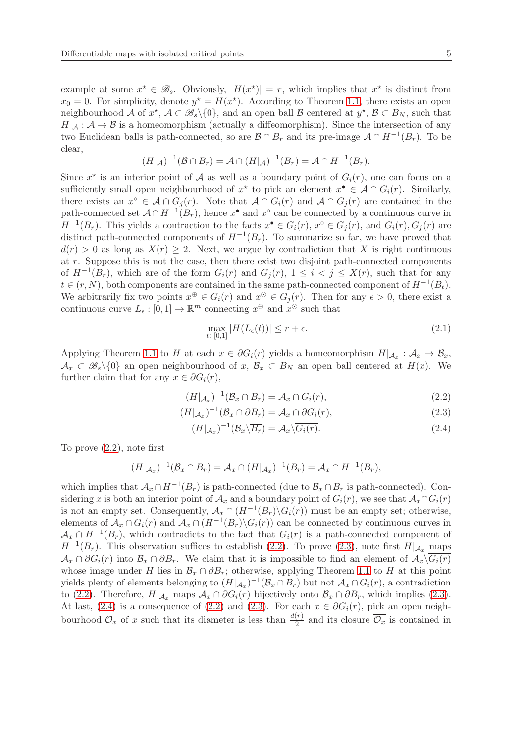example at some $x^\star \in \mathscr{B}_s$. Obviously, $|H(x^\star)| = r$, which implies that $x^\star$ is distinct from $x_0 = 0$. For simplicity, denote $y^\star = H(x^\star)$. According to Theorem 1.1, there exists an open neighbourhood $\mathcal{A}$ of $x^\star$, $\mathcal{A} \subset \mathscr{B}_s \backslash \{0\}$, and an open ball $\mathcal{B}$ centered at $y^\star$, $\mathcal{B} \subset B_N$, such that $H|_{\mathcal{A}} : \mathcal{A} \to \mathcal{B}$ is a homeomorphism (actually a diffeomorphism). Since the intersection of any two Euclidean balls is path-connected, so are $\mathcal{B} \cap B_r$ and its pre-image $\mathcal{A} \cap H^{-1}(B_r)$. To be clear,

$$(H|_{\mathcal{A}})^{-1}(\mathcal{B} \cap B_r) = \mathcal{A} \cap (H|_{\mathcal{A}})^{-1}(B_r) = \mathcal{A} \cap H^{-1}(B_r).$$

Since $x^\star$ is an interior point of $\mathcal{A}$ as well as a boundary point of $G_i(r)$, one can focus on a sufficiently small open neighbourhood of $x^\star$ to pick an element $x^\bullet \in \mathcal{A} \cap G_i(r)$. Similarly, there exists an $x^\circ \in \mathcal{A} \cap G_j(r)$. Note that $\mathcal{A} \cap G_i(r)$ and $\mathcal{A} \cap G_j(r)$ are contained in the path-connected set $\mathcal{A} \cap H^{-1}(B_r)$, hence $x^\bullet$ and $x^\circ$ can be connected by a continuous curve in $H^{-1}(B_r)$. This yields a contraction to the facts $x^\bullet \in G_i(r)$, $x^\circ \in G_j(r)$, and $G_i(r), G_j(r)$ are distinct path-connected components of $H^{-1}(B_r)$. To summarize so far, we have proved that $d(r) > 0$ as long as $X(r) \geq 2$. Next, we argue by contradiction that $X$ is right continuous at $r$. Suppose this is not the case, then there exist two disjoint path-connected components of $H^{-1}(B_r)$, which are of the form $G_i(r)$ and $G_j(r)$, $1 \leq i < j \leq X(r)$, such that for any $t \in (r, N)$, both components are contained in the same path-connected component of $H^{-1}(B_t)$. We arbitrarily fix two points $x^\oplus \in G_i(r)$ and $x^\odot \in G_j(r)$. Then for any $\epsilon > 0$, there exist a continuous curve $L_\epsilon : [0, 1] \to \mathbb{R}^m$ connecting $x^\oplus$ and $x^\odot$ such that

$$\max_{t \in [0,1]} |H(L_\epsilon(t))| \leq r + \epsilon. \tag{2.1}$$

Applying Theorem 1.1 to $H$ at each $x \in \partial G_i(r)$ yields a homeomorphism $H|_{\mathcal{A}_x} : \mathcal{A}_x \to \mathcal{B}_x$, $\mathcal{A}_x \subset \mathscr{B}_s \backslash \{0\}$ an open neighbourhood of $x$, $\mathcal{B}_x \subset B_N$ an open ball centered at $H(x)$. We further claim that for any $x \in \partial G_i(r)$,

$$(H|_{\mathcal{A}_x})^{-1}(\mathcal{B}_x \cap B_r) = \mathcal{A}_x \cap G_i(r), \tag{2.2}$$

$$(H|_{\mathcal{A}_x})^{-1}(\mathcal{B}_x \cap \partial B_r) = \mathcal{A}_x \cap \partial G_i(r), \tag{2.3}$$

$$(H|_{\mathcal{A}_x})^{-1}(\mathcal{B}_x \backslash \overline{B_r}) = \mathcal{A}_x \backslash \overline{G_i(r)}. \tag{2.4}$$

To prove (2.2), note first

$$(H|_{\mathcal{A}_x})^{-1}(\mathcal{B}_x \cap B_r) = \mathcal{A}_x \cap (H|_{\mathcal{A}_x})^{-1}(B_r) = \mathcal{A}_x \cap H^{-1}(B_r),$$

which implies that $\mathcal{A}_x \cap H^{-1}(B_r)$ is path-connected (due to $\mathcal{B}_x \cap B_r$ is path-connected). Considering $x$ is both an interior point of $\mathcal{A}_x$ and a boundary point of $G_i(r)$, we see that $\mathcal{A}_x \cap G_i(r)$ is not an empty set. Consequently, $\mathcal{A}_x \cap (H^{-1}(B_r) \backslash G_i(r))$ must be an empty set; otherwise, elements of $\mathcal{A}_x \cap G_i(r)$ and $\mathcal{A}_x \cap (H^{-1}(B_r) \backslash G_i(r))$ can be connected by continuous curves in $\mathcal{A}_x \cap H^{-1}(B_r)$, which contradicts to the fact that $G_i(r)$ is a path-connected component of $H^{-1}(B_r)$. This observation suffices to establish (2.2). To prove (2.3), note first $H|_{\mathcal{A}_x}$ maps $\mathcal{A}_x \cap \partial G_i(r)$ into $\mathcal{B}_x \cap \partial B_r$. We claim that it is impossible to find an element of $\mathcal{A}_x \backslash \overline{G_i(r)}$ whose image under $H$ lies in $\mathcal{B}_x \cap \partial B_r$; otherwise, applying Theorem 1.1 to $H$ at this point yields plenty of elements belonging to $(H|_{\mathcal{A}_x})^{-1}(\mathcal{B}_x \cap B_r)$ but not $\mathcal{A}_x \cap G_i(r)$, a contradiction to (2.2). Therefore, $H|_{\mathcal{A}_x}$ maps $\mathcal{A}_x \cap \partial G_i(r)$ bijectively onto $\mathcal{B}_x \cap \partial B_r$, which implies (2.3). At last, (2.4) is a consequence of (2.2) and (2.3). For each $x \in \partial G_i(r)$, pick an open neighbourhood $\mathcal{O}_x$ of $x$ such that its diameter is less than $\frac{d(r)}{2}$ and its closure $\overline{\mathcal{O}_x}$ is contained in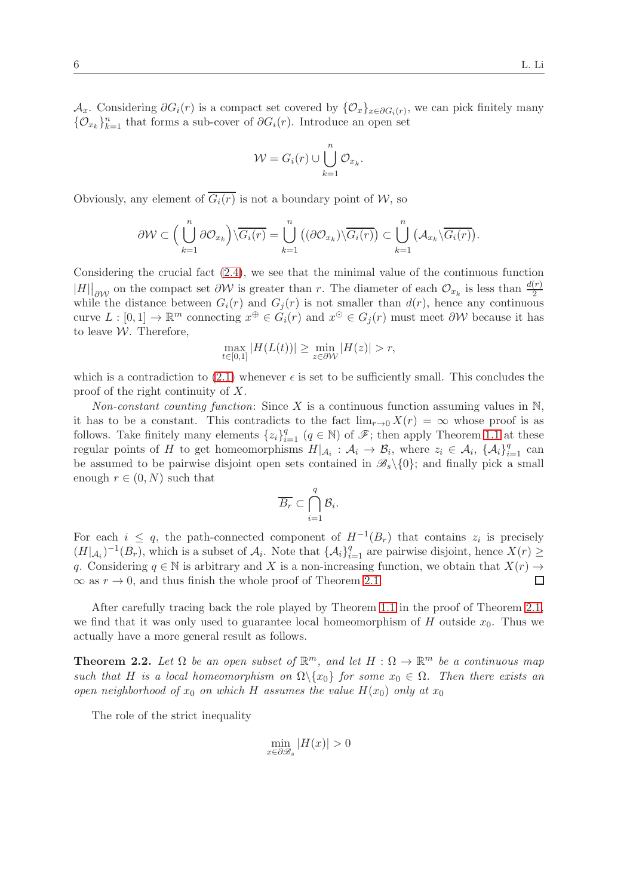$\mathcal{A}_x$. Considering $\partial G_i(r)$ is a compact set covered by $\{\mathcal{O}_x\}_{x\in\partial G_i(r)}$, we can pick finitely many $\{\mathcal{O}_{x_k}\}_{k=1}^n$ that forms a sub-cover of $\partial G_i(r)$. Introduce an open set

$$\mathcal{W} = G_i(r) \cup \bigcup_{k=1}^n \mathcal{O}_{x_k}.$$

Obviously, any element of $\overline{G_i(r)}$ is not a boundary point of $\mathcal{W}$, so

$$\partial\mathcal{W} \subset \Big(\bigcup_{k=1}^n \partial\mathcal{O}_{x_k}\Big)\backslash\overline{G_i(r)} = \bigcup_{k=1}^n \big((\partial\mathcal{O}_{x_k})\backslash\overline{G_i(r)}\big) \subset \bigcup_{k=1}^n \big(\mathcal{A}_{x_k}\backslash\overline{G_i(r)}\big).$$

Considering the crucial fact (2.4), we see that the minimal value of the continuous function $|H|\big|_{\partial\mathcal{W}}$ on the compact set $\partial\mathcal{W}$ is greater than $r$. The diameter of each $\mathcal{O}_{x_k}$ is less than $\frac{d(r)}{2}$ while the distance between $G_i(r)$ and $G_j(r)$ is not smaller than $d(r)$, hence any continuous curve $L : [0,1] \to \mathbb{R}^m$ connecting $x^\oplus \in G_i(r)$ and $x^\odot \in G_j(r)$ must meet $\partial\mathcal{W}$ because it has to leave $\mathcal{W}$. Therefore,

$$\max_{t\in[0,1]} |H(L(t))| \geq \min_{z\in\partial\mathcal{W}} |H(z)| > r,$$

which is a contradiction to (2.1) whenever $\epsilon$ is set to be sufficiently small. This concludes the proof of the right continuity of $X$.

*Non-constant counting function*: Since $X$ is a continuous function assuming values in $\mathbb{N}$, it has to be a constant. This contradicts to the fact $\lim_{r\to 0} X(r) = \infty$ whose proof is as follows. Take finitely many elements $\{z_i\}_{i=1}^q$ ($q \in \mathbb{N}$) of $\mathscr{F}$; then apply Theorem 1.1 at these regular points of $H$ to get homeomorphisms $H|_{\mathcal{A}_i} : \mathcal{A}_i \to \mathcal{B}_i$, where $z_i \in \mathcal{A}_i$, $\{\mathcal{A}_i\}_{i=1}^q$ can be assumed to be pairwise disjoint open sets contained in $\mathscr{B}_s\backslash\{0\}$; and finally pick a small enough $r \in (0, N)$ such that

$$\overline{B_r} \subset \bigcap_{i=1}^q \mathcal{B}_i.$$

For each $i \leq q$, the path-connected component of $H^{-1}(B_r)$ that contains $z_i$ is precisely $(H|_{\mathcal{A}_i})^{-1}(B_r)$, which is a subset of $\mathcal{A}_i$. Note that $\{\mathcal{A}_i\}_{i=1}^q$ are pairwise disjoint, hence $X(r) \geq q$. Considering $q \in \mathbb{N}$ is arbitrary and $X$ is a non-increasing function, we obtain that $X(r) \to \infty$ as $r \to 0$, and thus finish the whole proof of Theorem 2.1. $\square$

After carefully tracing back the role played by Theorem 1.1 in the proof of Theorem 2.1, we find that it was only used to guarantee local homeomorphism of $H$ outside $x_0$. Thus we actually have a more general result as follows.

**Theorem 2.2.** *Let $\Omega$ be an open subset of $\mathbb{R}^m$, and let $H : \Omega \to \mathbb{R}^m$ be a continuous map such that $H$ is a local homeomorphism on $\Omega\backslash\{x_0\}$ for some $x_0 \in \Omega$. Then there exists an open neighborhood of $x_0$ on which $H$ assumes the value $H(x_0)$ only at $x_0$*

The role of the strict inequality

$$\min_{x\in\partial\mathscr{B}_s} |H(x)| > 0$$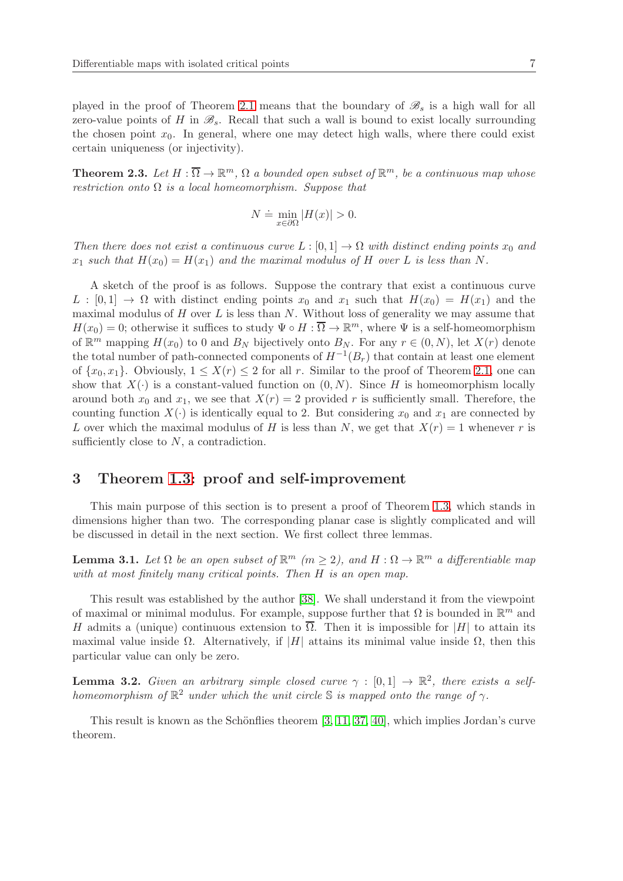played in the proof of Theorem 2.1 means that the boundary of $\mathscr{B}_s$ is a high wall for all zero-value points of $H$ in $\mathscr{B}_s$. Recall that such a wall is bound to exist locally surrounding the chosen point $x_0$. In general, where one may detect high walls, where there could exist certain uniqueness (or injectivity).

**Theorem 2.3.** *Let $H : \overline{\Omega} \to \mathbb{R}^m$, $\Omega$ a bounded open subset of $\mathbb{R}^m$, be a continuous map whose restriction onto $\Omega$ is a local homeomorphism. Suppose that*

$$N \doteq \min_{x \in \partial\Omega} |H(x)| > 0.$$

*Then there does not exist a continuous curve $L : [0, 1] \to \Omega$ with distinct ending points $x_0$ and $x_1$ such that $H(x_0) = H(x_1)$ and the maximal modulus of $H$ over $L$ is less than $N$.*

A sketch of the proof is as follows. Suppose the contrary that exist a continuous curve $L : [0, 1] \to \Omega$ with distinct ending points $x_0$ and $x_1$ such that $H(x_0) = H(x_1)$ and the maximal modulus of $H$ over $L$ is less than $N$. Without loss of generality we may assume that $H(x_0) = 0$; otherwise it suffices to study $\Psi \circ H : \overline{\Omega} \to \mathbb{R}^m$, where $\Psi$ is a self-homeomorphism of $\mathbb{R}^m$ mapping $H(x_0)$ to 0 and $B_N$ bijectively onto $B_N$. For any $r \in (0, N)$, let $X(r)$ denote the total number of path-connected components of $H^{-1}(B_r)$ that contain at least one element of $\{x_0, x_1\}$. Obviously, $1 \le X(r) \le 2$ for all $r$. Similar to the proof of Theorem 2.1, one can show that $X(\cdot)$ is a constant-valued function on $(0, N)$. Since $H$ is homeomorphism locally around both $x_0$ and $x_1$, we see that $X(r) = 2$ provided $r$ is sufficiently small. Therefore, the counting function $X(\cdot)$ is identically equal to 2. But considering $x_0$ and $x_1$ are connected by $L$ over which the maximal modulus of $H$ is less than $N$, we get that $X(r) = 1$ whenever $r$ is sufficiently close to $N$, a contradiction.

## 3 Theorem 1.3: proof and self-improvement

This main purpose of this section is to present a proof of Theorem 1.3, which stands in dimensions higher than two. The corresponding planar case is slightly complicated and will be discussed in detail in the next section. We first collect three lemmas.

**Lemma 3.1.** *Let $\Omega$ be an open subset of $\mathbb{R}^m$ ($m \ge 2$), and $H : \Omega \to \mathbb{R}^m$ a differentiable map with at most finitely many critical points. Then $H$ is an open map.*

This result was established by the author [38]. We shall understand it from the viewpoint of maximal or minimal modulus. For example, suppose further that $\Omega$ is bounded in $\mathbb{R}^m$ and $H$ admits a (unique) continuous extension to $\overline{\Omega}$. Then it is impossible for $|H|$ to attain its maximal value inside $\Omega$. Alternatively, if $|H|$ attains its minimal value inside $\Omega$, then this particular value can only be zero.

**Lemma 3.2.** *Given an arbitrary simple closed curve $\gamma : [0, 1] \to \mathbb{R}^2$, there exists a self-homeomorphism of $\mathbb{R}^2$ under which the unit circle $\mathbb{S}$ is mapped onto the range of $\gamma$.*

This result is known as the Schönflies theorem [3, 11, 37, 40], which implies Jordan's curve theorem.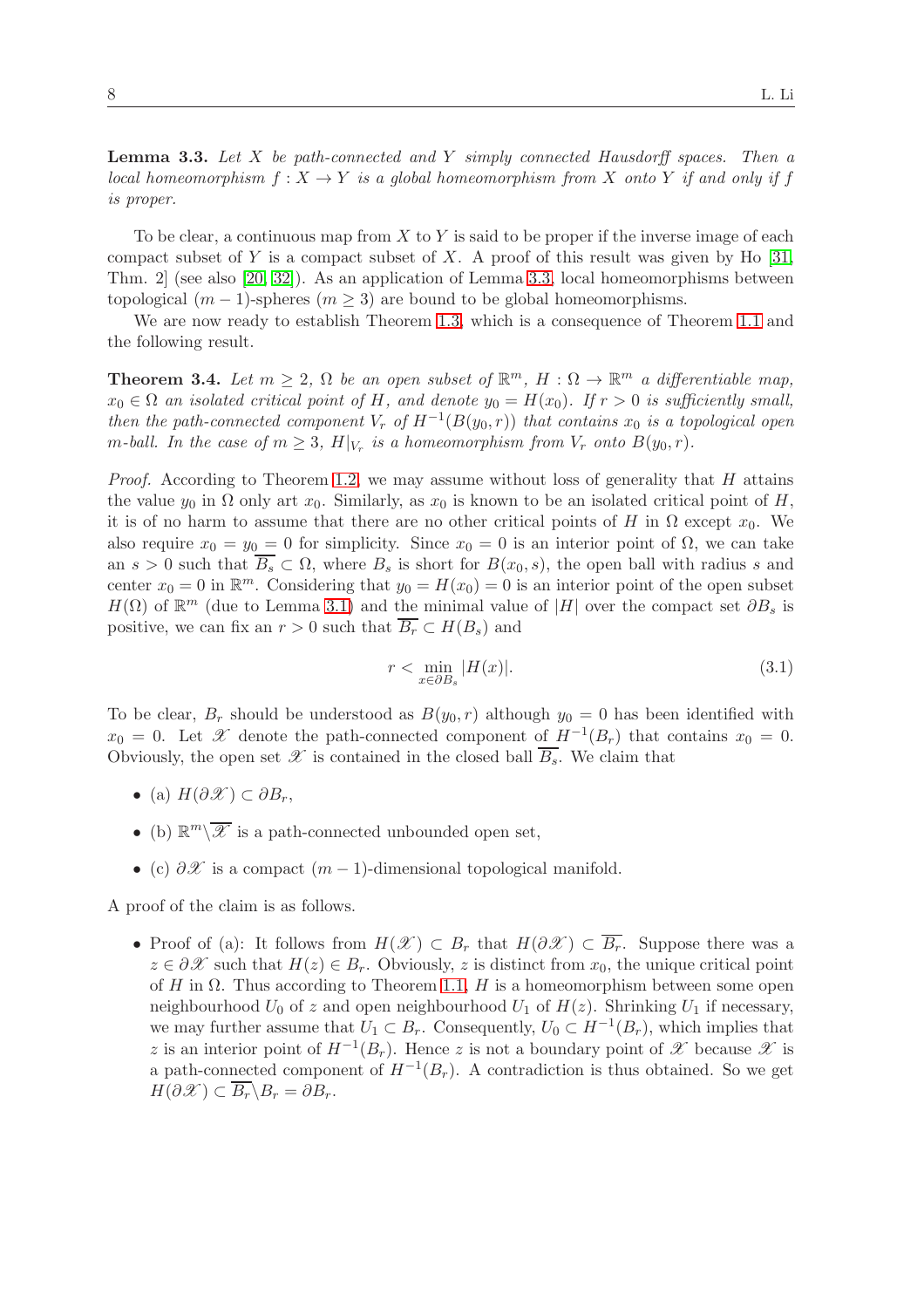**Lemma 3.3.** *Let $X$ be path-connected and $Y$ simply connected Hausdorff spaces. Then a local homeomorphism $f : X \to Y$ is a global homeomorphism from $X$ onto $Y$ if and only if $f$ is proper.*

To be clear, a continuous map from $X$ to $Y$ is said to be proper if the inverse image of each compact subset of $Y$ is a compact subset of $X$. A proof of this result was given by Ho [31, Thm. 2] (see also [20, 32]). As an application of Lemma 3.3, local homeomorphisms between topological $(m-1)$-spheres $(m \geq 3)$ are bound to be global homeomorphisms.

We are now ready to establish Theorem 1.3, which is a consequence of Theorem 1.1 and the following result.

**Theorem 3.4.** *Let $m \geq 2$, $\Omega$ be an open subset of $\mathbb{R}^m$, $H : \Omega \to \mathbb{R}^m$ a differentiable map, $x_0 \in \Omega$ an isolated critical point of $H$, and denote $y_0 = H(x_0)$. If $r > 0$ is sufficiently small, then the path-connected component $V_r$ of $H^{-1}(B(y_0, r))$ that contains $x_0$ is a topological open $m$-ball. In the case of $m \geq 3$, $H|_{V_r}$ is a homeomorphism from $V_r$ onto $B(y_0, r)$.*

*Proof.* According to Theorem 1.2, we may assume without loss of generality that $H$ attains the value $y_0$ in $\Omega$ only art $x_0$. Similarly, as $x_0$ is known to be an isolated critical point of $H$, it is of no harm to assume that there are no other critical points of $H$ in $\Omega$ except $x_0$. We also require $x_0 = y_0 = 0$ for simplicity. Since $x_0 = 0$ is an interior point of $\Omega$, we can take an $s > 0$ such that $\overline{B_s} \subset \Omega$, where $B_s$ is short for $B(x_0, s)$, the open ball with radius $s$ and center $x_0 = 0$ in $\mathbb{R}^m$. Considering that $y_0 = H(x_0) = 0$ is an interior point of the open subset $H(\Omega)$ of $\mathbb{R}^m$ (due to Lemma 3.1) and the minimal value of $|H|$ over the compact set $\partial B_s$ is positive, we can fix an $r > 0$ such that $\overline{B_r} \subset H(B_s)$ and

$$r < \min_{x \in \partial B_s} |H(x)|. \tag{3.1}$$

To be clear, $B_r$ should be understood as $B(y_0, r)$ although $y_0 = 0$ has been identified with $x_0 = 0$. Let $\mathscr{X}$ denote the path-connected component of $H^{-1}(B_r)$ that contains $x_0 = 0$. Obviously, the open set $\mathscr{X}$ is contained in the closed ball $\overline{B_s}$. We claim that

- (a) $H(\partial \mathscr{X}) \subset \partial B_r$,
- (b) $\mathbb{R}^m \backslash \overline{\mathscr{X}}$ is a path-connected unbounded open set,
- (c) $\partial \mathscr{X}$ is a compact $(m-1)$-dimensional topological manifold.

A proof of the claim is as follows.

- Proof of (a): It follows from $H(\mathscr{X}) \subset B_r$ that $H(\partial \mathscr{X}) \subset \overline{B_r}$. Suppose there was a $z \in \partial \mathscr{X}$ such that $H(z) \in B_r$. Obviously, $z$ is distinct from $x_0$, the unique critical point of $H$ in $\Omega$. Thus according to Theorem 1.1, $H$ is a homeomorphism between some open neighbourhood $U_0$ of $z$ and open neighbourhood $U_1$ of $H(z)$. Shrinking $U_1$ if necessary, we may further assume that $U_1 \subset B_r$. Consequently, $U_0 \subset H^{-1}(B_r)$, which implies that $z$ is an interior point of $H^{-1}(B_r)$. Hence $z$ is not a boundary point of $\mathscr{X}$ because $\mathscr{X}$ is a path-connected component of $H^{-1}(B_r)$. A contradiction is thus obtained. So we get $H(\partial \mathscr{X}) \subset \overline{B_r} \backslash B_r = \partial B_r$.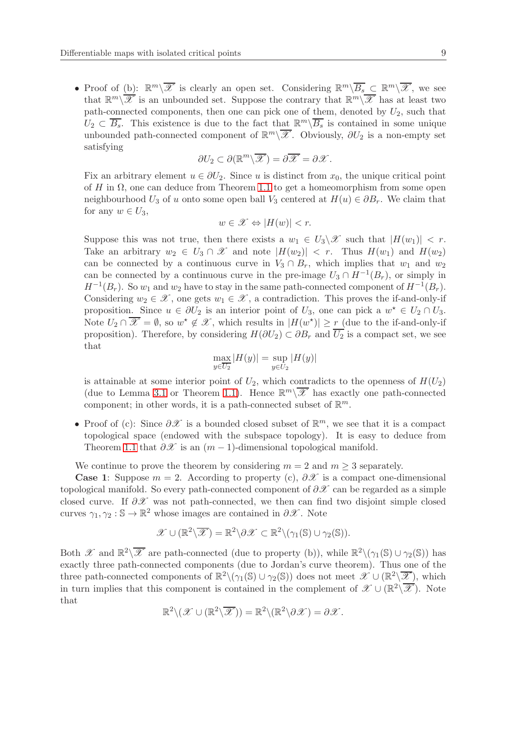- Proof of (b): $\mathbb{R}^m \backslash \overline{\mathscr{X}}$ is clearly an open set. Considering $\mathbb{R}^m \backslash \overline{B_s} \subset \mathbb{R}^m \backslash \overline{\mathscr{X}}$, we see that $\mathbb{R}^m \backslash \overline{\mathscr{X}}$ is an unbounded set. Suppose the contrary that $\mathbb{R}^m \backslash \overline{\mathscr{X}}$ has at least two path-connected components, then one can pick one of them, denoted by $U_2$, such that $U_2 \subset \overline{B_s}$. This existence is due to the fact that $\mathbb{R}^m \backslash \overline{B_s}$ is contained in some unique unbounded path-connected component of $\mathbb{R}^m \backslash \overline{\mathscr{X}}$. Obviously, $\partial U_2$ is a non-empty set satisfying

$$\partial U_2 \subset \partial(\mathbb{R}^m \backslash \overline{\mathscr{X}}) = \partial \overline{\mathscr{X}} = \partial \mathscr{X}.$$

Fix an arbitrary element $u \in \partial U_2$. Since $u$ is distinct from $x_0$, the unique critical point of $H$ in $\Omega$, one can deduce from Theorem 1.1 to get a homeomorphism from some open neighbourhood $U_3$ of $u$ onto some open ball $V_3$ centered at $H(u) \in \partial B_r$. We claim that for any $w \in U_3$,

$$w \in \mathscr{X} \Leftrightarrow |H(w)| < r.$$

Suppose this was not true, then there exists a $w_1 \in U_3 \backslash \mathscr{X}$ such that $|H(w_1)| < r$. Take an arbitrary $w_2 \in U_3 \cap \mathscr{X}$ and note $|H(w_2)| < r$. Thus $H(w_1)$ and $H(w_2)$ can be connected by a continuous curve in $V_3 \cap B_r$, which implies that $w_1$ and $w_2$ can be connected by a continuous curve in the pre-image $U_3 \cap H^{-1}(B_r)$, or simply in $H^{-1}(B_r)$. So $w_1$ and $w_2$ have to stay in the same path-connected component of $H^{-1}(B_r)$. Considering $w_2 \in \mathscr{X}$, one gets $w_1 \in \mathscr{X}$, a contradiction. This proves the if-and-only-if proposition. Since $u \in \partial U_2$ is an interior point of $U_3$, one can pick a $w^\star \in U_2 \cap U_3$. Note $U_2 \cap \overline{\mathscr{X}} = \emptyset$, so $w^\star \notin \mathscr{X}$, which results in $|H(w^\star)| \geq r$ (due to the if-and-only-if proposition). Therefore, by considering $H(\partial U_2) \subset \partial B_r$ and $\overline{U_2}$ is a compact set, we see that

$$\max_{y \in \overline{U_2}} |H(y)| = \sup_{y \in U_2} |H(y)|$$

is attainable at some interior point of $U_2$, which contradicts to the openness of $H(U_2)$ (due to Lemma 3.1 or Theorem 1.1). Hence $\mathbb{R}^m \backslash \overline{\mathscr{X}}$ has exactly one path-connected component; in other words, it is a path-connected subset of $\mathbb{R}^m$.

- Proof of (c): Since $\partial \mathscr{X}$ is a bounded closed subset of $\mathbb{R}^m$, we see that it is a compact topological space (endowed with the subspace topology). It is easy to deduce from Theorem 1.1 that $\partial \mathscr{X}$ is an $(m-1)$-dimensional topological manifold.

We continue to prove the theorem by considering $m = 2$ and $m \geq 3$ separately.

**Case 1**: Suppose $m = 2$. According to property (c), $\partial \mathscr{X}$ is a compact one-dimensional topological manifold. So every path-connected component of $\partial \mathscr{X}$ can be regarded as a simple closed curve. If $\partial \mathscr{X}$ was not path-connected, we then can find two disjoint simple closed curves $\gamma_1, \gamma_2 : \mathbb{S} \to \mathbb{R}^2$ whose images are contained in $\partial \mathscr{X}$. Note

$$\mathscr{X} \cup (\mathbb{R}^2 \backslash \overline{\mathscr{X}}) = \mathbb{R}^2 \backslash \partial \mathscr{X} \subset \mathbb{R}^2 \backslash (\gamma_1(\mathbb{S}) \cup \gamma_2(\mathbb{S})).$$

Both $\mathscr{X}$ and $\mathbb{R}^2 \backslash \overline{\mathscr{X}}$ are path-connected (due to property (b)), while $\mathbb{R}^2 \backslash (\gamma_1(\mathbb{S}) \cup \gamma_2(\mathbb{S}))$ has exactly three path-connected components (due to Jordan's curve theorem). Thus one of the three path-connected components of $\mathbb{R}^2 \backslash (\gamma_1(\mathbb{S}) \cup \gamma_2(\mathbb{S}))$ does not meet $\mathscr{X} \cup (\mathbb{R}^2 \backslash \overline{\mathscr{X}})$, which in turn implies that this component is contained in the complement of $\mathscr{X} \cup (\mathbb{R}^2 \backslash \overline{\mathscr{X}})$. Note that

$$\mathbb{R}^2 \backslash (\mathscr{X} \cup (\mathbb{R}^2 \backslash \overline{\mathscr{X}})) = \mathbb{R}^2 \backslash (\mathbb{R}^2 \backslash \partial \mathscr{X}) = \partial \mathscr{X}.$$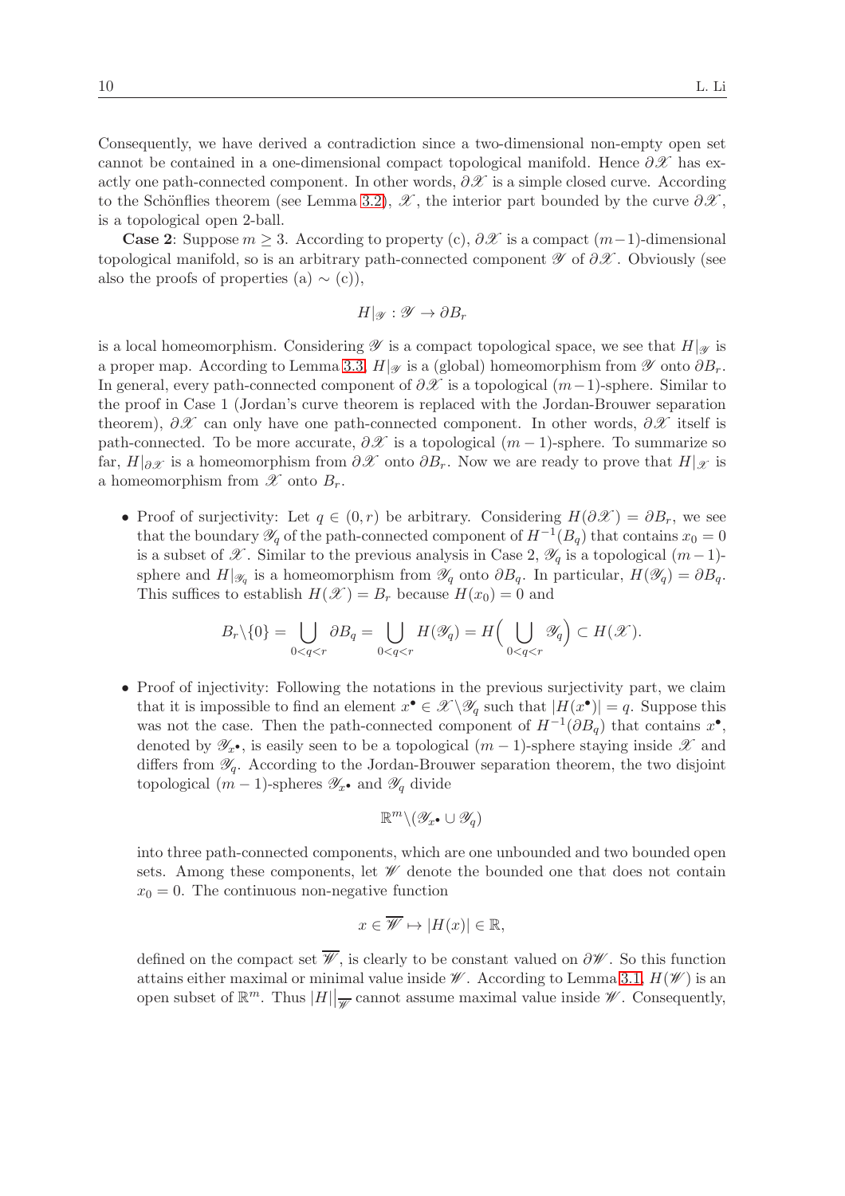Consequently, we have derived a contradiction since a two-dimensional non-empty open set cannot be contained in a one-dimensional compact topological manifold. Hence $\partial\mathscr{X}$ has exactly one path-connected component. In other words, $\partial\mathscr{X}$ is a simple closed curve. According to the Schönflies theorem (see Lemma 3.2), $\mathscr{X}$, the interior part bounded by the curve $\partial\mathscr{X}$, is a topological open 2-ball.

**Case 2**: Suppose $m \geq 3$. According to property (c), $\partial\mathscr{X}$ is a compact $(m-1)$-dimensional topological manifold, so is an arbitrary path-connected component $\mathscr{Y}$ of $\partial\mathscr{X}$. Obviously (see also the proofs of properties (a) $\sim$ (c)),

$$H|_{\mathscr{Y}} : \mathscr{Y} \to \partial B_r$$

is a local homeomorphism. Considering $\mathscr{Y}$ is a compact topological space, we see that $H|_{\mathscr{Y}}$ is a proper map. According to Lemma 3.3, $H|_{\mathscr{Y}}$ is a (global) homeomorphism from $\mathscr{Y}$ onto $\partial B_r$. In general, every path-connected component of $\partial\mathscr{X}$ is a topological $(m-1)$-sphere. Similar to the proof in Case 1 (Jordan's curve theorem is replaced with the Jordan-Brouwer separation theorem), $\partial\mathscr{X}$ can only have one path-connected component. In other words, $\partial\mathscr{X}$ itself is path-connected. To be more accurate, $\partial\mathscr{X}$ is a topological $(m-1)$-sphere. To summarize so far, $H|_{\partial\mathscr{X}}$ is a homeomorphism from $\partial\mathscr{X}$ onto $\partial B_r$. Now we are ready to prove that $H|_{\mathscr{X}}$ is a homeomorphism from $\mathscr{X}$ onto $B_r$.

- Proof of surjectivity: Let $q \in (0, r)$ be arbitrary. Considering $H(\partial\mathscr{X}) = \partial B_r$, we see that the boundary $\mathscr{Y}_q$ of the path-connected component of $H^{-1}(B_q)$ that contains $x_0 = 0$ is a subset of $\mathscr{X}$. Similar to the previous analysis in Case 2, $\mathscr{Y}_q$ is a topological $(m-1)$-sphere and $H|_{\mathscr{Y}_q}$ is a homeomorphism from $\mathscr{Y}_q$ onto $\partial B_q$. In particular, $H(\mathscr{Y}_q) = \partial B_q$. This suffices to establish $H(\mathscr{X}) = B_r$ because $H(x_0) = 0$ and

$$B_r \backslash \{0\} = \bigcup_{0<q<r} \partial B_q = \bigcup_{0<q<r} H(\mathscr{Y}_q) = H\Big( \bigcup_{0<q<r} \mathscr{Y}_q \Big) \subset H(\mathscr{X}).$$

- Proof of injectivity: Following the notations in the previous surjectivity part, we claim that it is impossible to find an element $x^\bullet \in \mathscr{X} \backslash \mathscr{Y}_q$ such that $|H(x^\bullet)| = q$. Suppose this was not the case. Then the path-connected component of $H^{-1}(\partial B_q)$ that contains $x^\bullet$, denoted by $\mathscr{Y}_{x^\bullet}$, is easily seen to be a topological $(m-1)$-sphere staying inside $\mathscr{X}$ and differs from $\mathscr{Y}_q$. According to the Jordan-Brouwer separation theorem, the two disjoint topological $(m-1)$-spheres $\mathscr{Y}_{x^\bullet}$ and $\mathscr{Y}_q$ divide

$$\mathbb{R}^m \backslash (\mathscr{Y}_{x^\bullet} \cup \mathscr{Y}_q)$$

into three path-connected components, which are one unbounded and two bounded open sets. Among these components, let $\mathscr{W}$ denote the bounded one that does not contain $x_0 = 0$. The continuous non-negative function

$$x \in \overline{\mathscr{W}} \mapsto |H(x)| \in \mathbb{R},$$

defined on the compact set $\overline{\mathscr{W}}$, is clearly to be constant valued on $\partial\mathscr{W}$. So this function attains either maximal or minimal value inside $\mathscr{W}$. According to Lemma 3.1, $H(\mathscr{W})$ is an open subset of $\mathbb{R}^m$. Thus $|H|\big|_{\overline{\mathscr{W}}}$ cannot assume maximal value inside $\mathscr{W}$. Consequently,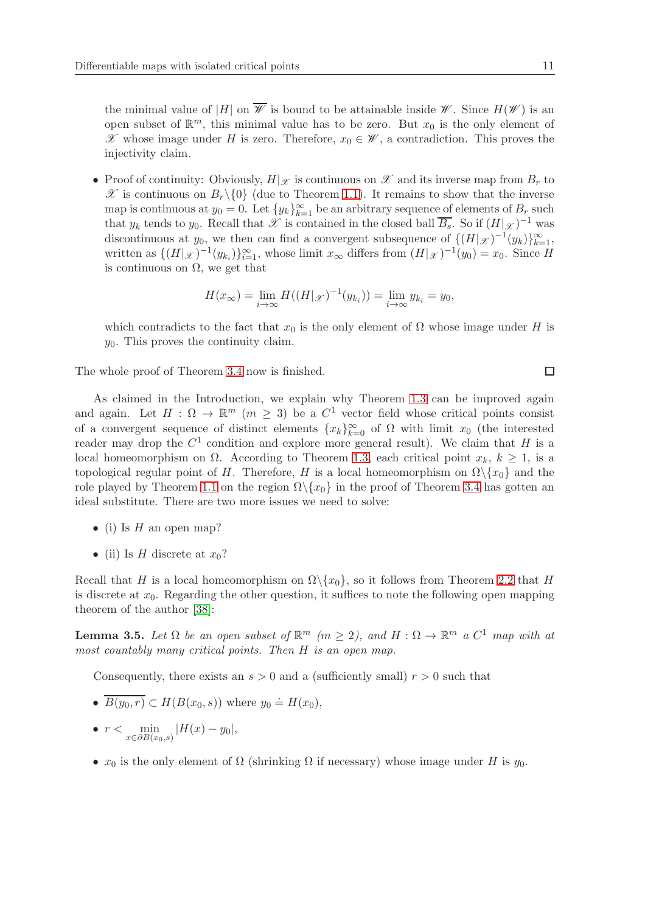the minimal value of $|H|$ on $\overline{\mathscr{W}}$ is bound to be attainable inside $\mathscr{W}$. Since $H(\mathscr{W})$ is an open subset of $\mathbb{R}^m$, this minimal value has to be zero. But $x_0$ is the only element of $\mathscr{X}$ whose image under $H$ is zero. Therefore, $x_0 \in \mathscr{W}$, a contradiction. This proves the injectivity claim.

- Proof of continuity: Obviously, $H|_{\mathscr{X}}$ is continuous on $\mathscr{X}$ and its inverse map from $B_r$ to $\mathscr{X}$ is continuous on $B_r\backslash\{0\}$ (due to Theorem 1.1). It remains to show that the inverse map is continuous at $y_0 = 0$. Let $\{y_k\}_{k=1}^{\infty}$ be an arbitrary sequence of elements of $B_r$ such that $y_k$ tends to $y_0$. Recall that $\mathscr{X}$ is contained in the closed ball $\overline{B_s}$. So if $(H|_{\mathscr{X}})^{-1}$ was discontinuous at $y_0$, we then can find a convergent subsequence of $\{(H|_{\mathscr{X}})^{-1}(y_k)\}_{k=1}^{\infty}$, written as $\{(H|_{\mathscr{X}})^{-1}(y_{k_i})\}_{i=1}^{\infty}$, whose limit $x_\infty$ differs from $(H|_{\mathscr{X}})^{-1}(y_0) = x_0$. Since $H$ is continuous on $\Omega$, we get that

$$H(x_\infty) = \lim_{i\to\infty} H((H|_{\mathscr{X}})^{-1}(y_{k_i})) = \lim_{i\to\infty} y_{k_i} = y_0,$$

which contradicts to the fact that $x_0$ is the only element of $\Omega$ whose image under $H$ is $y_0$. This proves the continuity claim.

The whole proof of Theorem 3.4 now is finished. □

As claimed in the Introduction, we explain why Theorem 1.3 can be improved again and again. Let $H : \Omega \to \mathbb{R}^m$ ($m \geq 3$) be a $C^1$ vector field whose critical points consist of a convergent sequence of distinct elements $\{x_k\}_{k=0}^{\infty}$ of $\Omega$ with limit $x_0$ (the interested reader may drop the $C^1$ condition and explore more general result). We claim that $H$ is a local homeomorphism on $\Omega$. According to Theorem 1.3, each critical point $x_k$, $k \geq 1$, is a topological regular point of $H$. Therefore, $H$ is a local homeomorphism on $\Omega\backslash\{x_0\}$ and the role played by Theorem 1.1 on the region $\Omega\backslash\{x_0\}$ in the proof of Theorem 3.4 has gotten an ideal substitute. There are two more issues we need to solve:

- (i) Is $H$ an open map?
- (ii) Is $H$ discrete at $x_0$?

Recall that $H$ is a local homeomorphism on $\Omega\backslash\{x_0\}$, so it follows from Theorem 2.2 that $H$ is discrete at $x_0$. Regarding the other question, it suffices to note the following open mapping theorem of the author [38]:

**Lemma 3.5.** *Let $\Omega$ be an open subset of $\mathbb{R}^m$ ($m \geq 2$), and $H : \Omega \to \mathbb{R}^m$ a $C^1$ map with at most countably many critical points. Then $H$ is an open map.*

Consequently, there exists an $s > 0$ and a (sufficiently small) $r > 0$ such that

- $\overline{B(y_0, r)} \subset H(B(x_0, s))$ where $y_0 \doteq H(x_0)$,
- $r < \min\limits_{x\in\partial B(x_0,s)} |H(x) - y_0|$,
- $x_0$ is the only element of $\Omega$ (shrinking $\Omega$ if necessary) whose image under $H$ is $y_0$.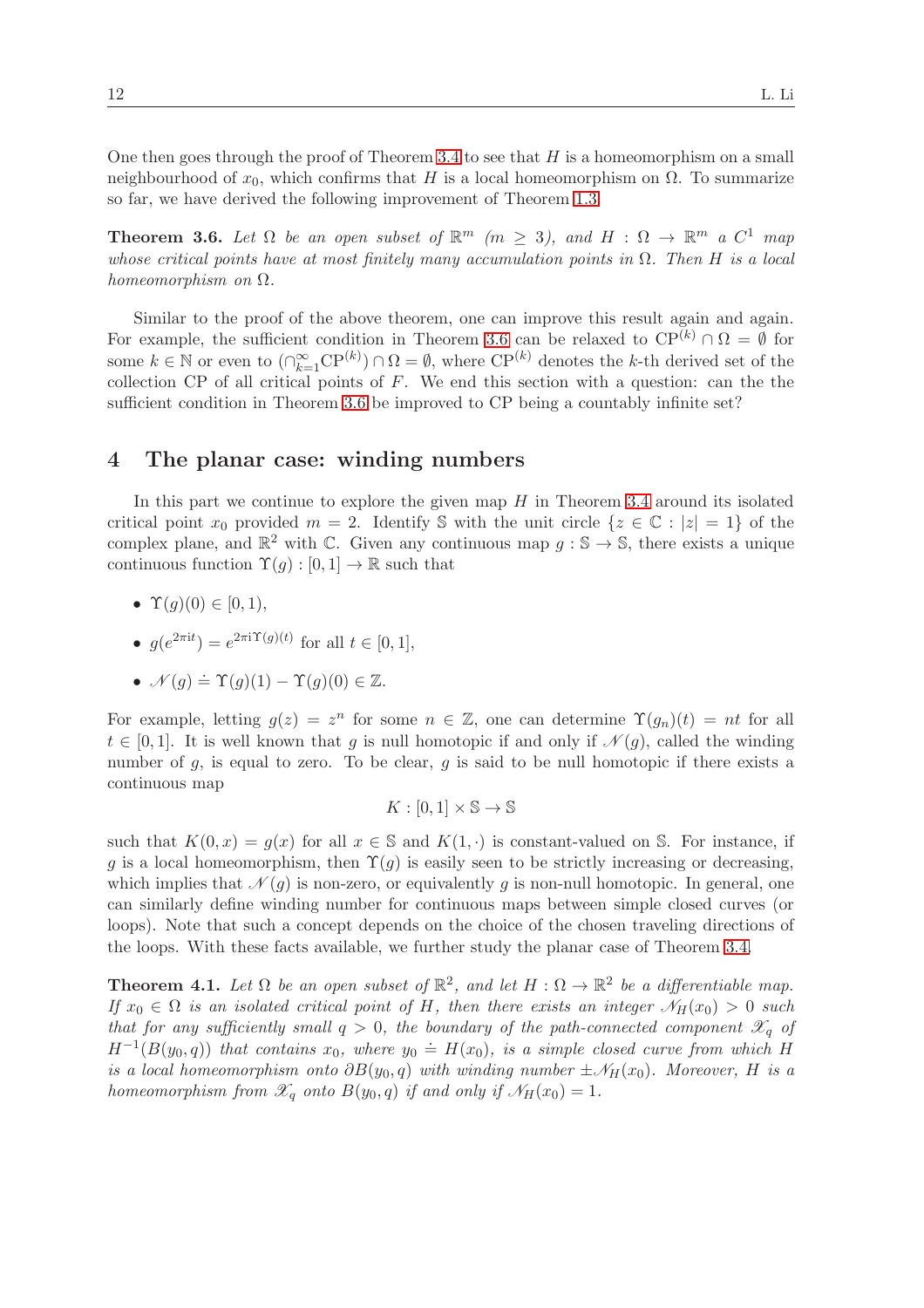One then goes through the proof of Theorem 3.4 to see that $H$ is a homeomorphism on a small neighbourhood of $x_0$, which confirms that $H$ is a local homeomorphism on $\Omega$. To summarize so far, we have derived the following improvement of Theorem 1.3.

**Theorem 3.6.** *Let $\Omega$ be an open subset of $\mathbb{R}^m$ ($m \geq 3$), and $H : \Omega \to \mathbb{R}^m$ a $C^1$ map whose critical points have at most finitely many accumulation points in $\Omega$. Then $H$ is a local homeomorphism on $\Omega$.*

Similar to the proof of the above theorem, one can improve this result again and again. For example, the sufficient condition in Theorem 3.6 can be relaxed to $\mathrm{CP}^{(k)} \cap \Omega = \emptyset$ for some $k \in \mathbb{N}$ or even to $(\cap_{k=1}^{\infty} \mathrm{CP}^{(k)}) \cap \Omega = \emptyset$, where $\mathrm{CP}^{(k)}$ denotes the $k$-th derived set of the collection CP of all critical points of $F$. We end this section with a question: can the the sufficient condition in Theorem 3.6 be improved to CP being a countably infinite set?

## 4 The planar case: winding numbers

In this part we continue to explore the given map $H$ in Theorem 3.4 around its isolated critical point $x_0$ provided $m = 2$. Identify $\mathbb{S}$ with the unit circle $\{z \in \mathbb{C} : |z| = 1\}$ of the complex plane, and $\mathbb{R}^2$ with $\mathbb{C}$. Given any continuous map $g : \mathbb{S} \to \mathbb{S}$, there exists a unique continuous function $\Upsilon(g) : [0, 1] \to \mathbb{R}$ such that

- $\Upsilon(g)(0) \in [0, 1)$,
- $g(e^{2\pi i t}) = e^{2\pi i \Upsilon(g)(t)}$ for all $t \in [0, 1]$,
- $\mathscr{N}(g) \doteq \Upsilon(g)(1) - \Upsilon(g)(0) \in \mathbb{Z}$.

For example, letting $g(z) = z^n$ for some $n \in \mathbb{Z}$, one can determine $\Upsilon(g_n)(t) = nt$ for all $t \in [0, 1]$. It is well known that $g$ is null homotopic if and only if $\mathscr{N}(g)$, called the winding number of $g$, is equal to zero. To be clear, $g$ is said to be null homotopic if there exists a continuous map

$$K : [0, 1] \times \mathbb{S} \to \mathbb{S}$$

such that $K(0, x) = g(x)$ for all $x \in \mathbb{S}$ and $K(1, \cdot)$ is constant-valued on $\mathbb{S}$. For instance, if $g$ is a local homeomorphism, then $\Upsilon(g)$ is easily seen to be strictly increasing or decreasing, which implies that $\mathscr{N}(g)$ is non-zero, or equivalently $g$ is non-null homotopic. In general, one can similarly define winding number for continuous maps between simple closed curves (or loops). Note that such a concept depends on the choice of the chosen traveling directions of the loops. With these facts available, we further study the planar case of Theorem 3.4.

**Theorem 4.1.** *Let $\Omega$ be an open subset of $\mathbb{R}^2$, and let $H : \Omega \to \mathbb{R}^2$ be a differentiable map. If $x_0 \in \Omega$ is an isolated critical point of $H$, then there exists an integer $\mathscr{N}_H(x_0) > 0$ such that for any sufficiently small $q > 0$, the boundary of the path-connected component $\mathscr{X}_q$ of $H^{-1}(B(y_0, q))$ that contains $x_0$, where $y_0 \doteq H(x_0)$, is a simple closed curve from which $H$ is a local homeomorphism onto $\partial B(y_0, q)$ with winding number $\pm\mathscr{N}_H(x_0)$. Moreover, $H$ is a homeomorphism from $\mathscr{X}_q$ onto $B(y_0, q)$ if and only if $\mathscr{N}_H(x_0) = 1$.*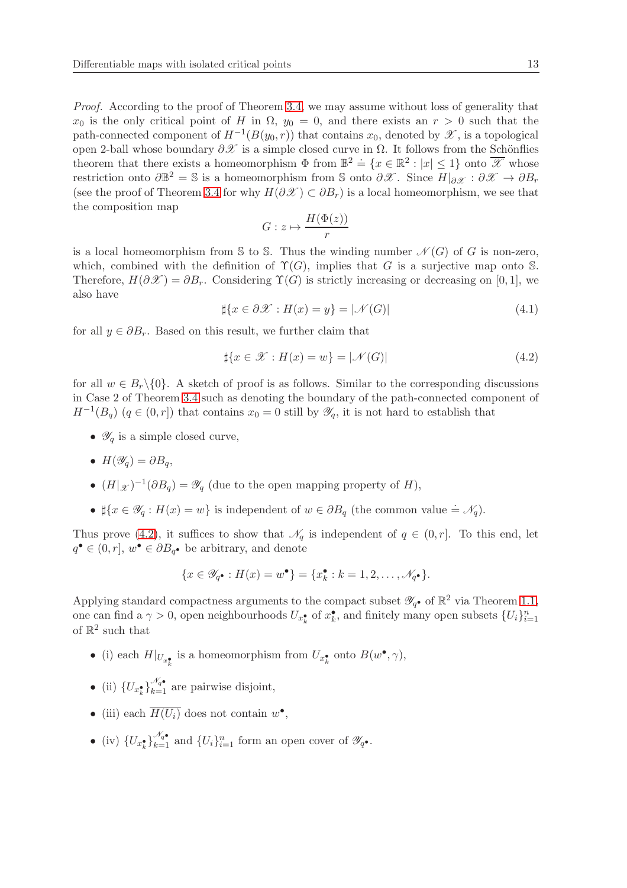*Proof.* According to the proof of Theorem 3.4, we may assume without loss of generality that $x_0$ is the only critical point of $H$ in $\Omega$, $y_0 = 0$, and there exists an $r > 0$ such that the path-connected component of $H^{-1}(B(y_0, r))$ that contains $x_0$, denoted by $\mathscr{X}$, is a topological open 2-ball whose boundary $\partial\mathscr{X}$ is a simple closed curve in $\Omega$. It follows from the Schönflies theorem that there exists a homeomorphism $\Phi$ from $\mathbb{B}^2 \doteq \{x \in \mathbb{R}^2 : |x| \leq 1\}$ onto $\overline{\mathscr{X}}$ whose restriction onto $\partial\mathbb{B}^2 = \mathbb{S}$ is a homeomorphism from $\mathbb{S}$ onto $\partial\mathscr{X}$. Since $H|_{\partial\mathscr{X}} : \partial\mathscr{X} \to \partial B_r$ (see the proof of Theorem 3.4 for why $H(\partial\mathscr{X}) \subset \partial B_r$) is a local homeomorphism, we see that the composition map

$$G : z \mapsto \frac{H(\Phi(z))}{r}$$

is a local homeomorphism from $\mathbb{S}$ to $\mathbb{S}$. Thus the winding number $\mathscr{N}(G)$ of $G$ is non-zero, which, combined with the definition of $\Upsilon(G)$, implies that $G$ is a surjective map onto $\mathbb{S}$. Therefore, $H(\partial\mathscr{X}) = \partial B_r$. Considering $\Upsilon(G)$ is strictly increasing or decreasing on $[0, 1]$, we also have

$$\sharp\{x \in \partial\mathscr{X} : H(x) = y\} = |\mathscr{N}(G)| \tag{4.1}$$

for all $y \in \partial B_r$. Based on this result, we further claim that

$$\sharp\{x \in \mathscr{X} : H(x) = w\} = |\mathscr{N}(G)| \tag{4.2}$$

for all $w \in B_r\backslash\{0\}$. A sketch of proof is as follows. Similar to the corresponding discussions in Case 2 of Theorem 3.4 such as denoting the boundary of the path-connected component of $H^{-1}(B_q)$ ($q \in (0, r]$) that contains $x_0 = 0$ still by $\mathscr{Y}_q$, it is not hard to establish that

- $\mathscr{Y}_q$ is a simple closed curve,
- $H(\mathscr{Y}_q) = \partial B_q$,
- $(H|_{\mathscr{X}})^{-1}(\partial B_q) = \mathscr{Y}_q$ (due to the open mapping property of $H$),
- $\sharp\{x \in \mathscr{Y}_q : H(x) = w\}$ is independent of $w \in \partial B_q$ (the common value $\doteq \mathscr{N}_q$).

Thus prove (4.2), it suffices to show that $\mathscr{N}_q$ is independent of $q \in (0, r]$. To this end, let $q^\bullet \in (0, r]$, $w^\bullet \in \partial B_{q^\bullet}$ be arbitrary, and denote

$$\{x \in \mathscr{Y}_{q^\bullet} : H(x) = w^\bullet\} = \{x_k^\bullet : k = 1, 2, \ldots, \mathscr{N}_{q^\bullet}\}.$$

Applying standard compactness arguments to the compact subset $\mathscr{Y}_{q^\bullet}$ of $\mathbb{R}^2$ via Theorem 1.1, one can find a $\gamma > 0$, open neighbourhoods $U_{x_k^\bullet}$ of $x_k^\bullet$, and finitely many open subsets $\{U_i\}_{i=1}^n$ of $\mathbb{R}^2$ such that

- (i) each $H|_{U_{x_k^\bullet}}$ is a homeomorphism from $U_{x_k^\bullet}$ onto $B(w^\bullet, \gamma)$,
- (ii) $\{U_{x_k^\bullet}\}_{k=1}^{\mathscr{N}_{q^\bullet}}$ are pairwise disjoint,
- (iii) each $\overline{H(U_i)}$ does not contain $w^\bullet$,
- (iv) $\{U_{x_k^\bullet}\}_{k=1}^{\mathscr{N}_{q^\bullet}}$ and $\{U_i\}_{i=1}^n$ form an open cover of $\mathscr{Y}_{q^\bullet}$.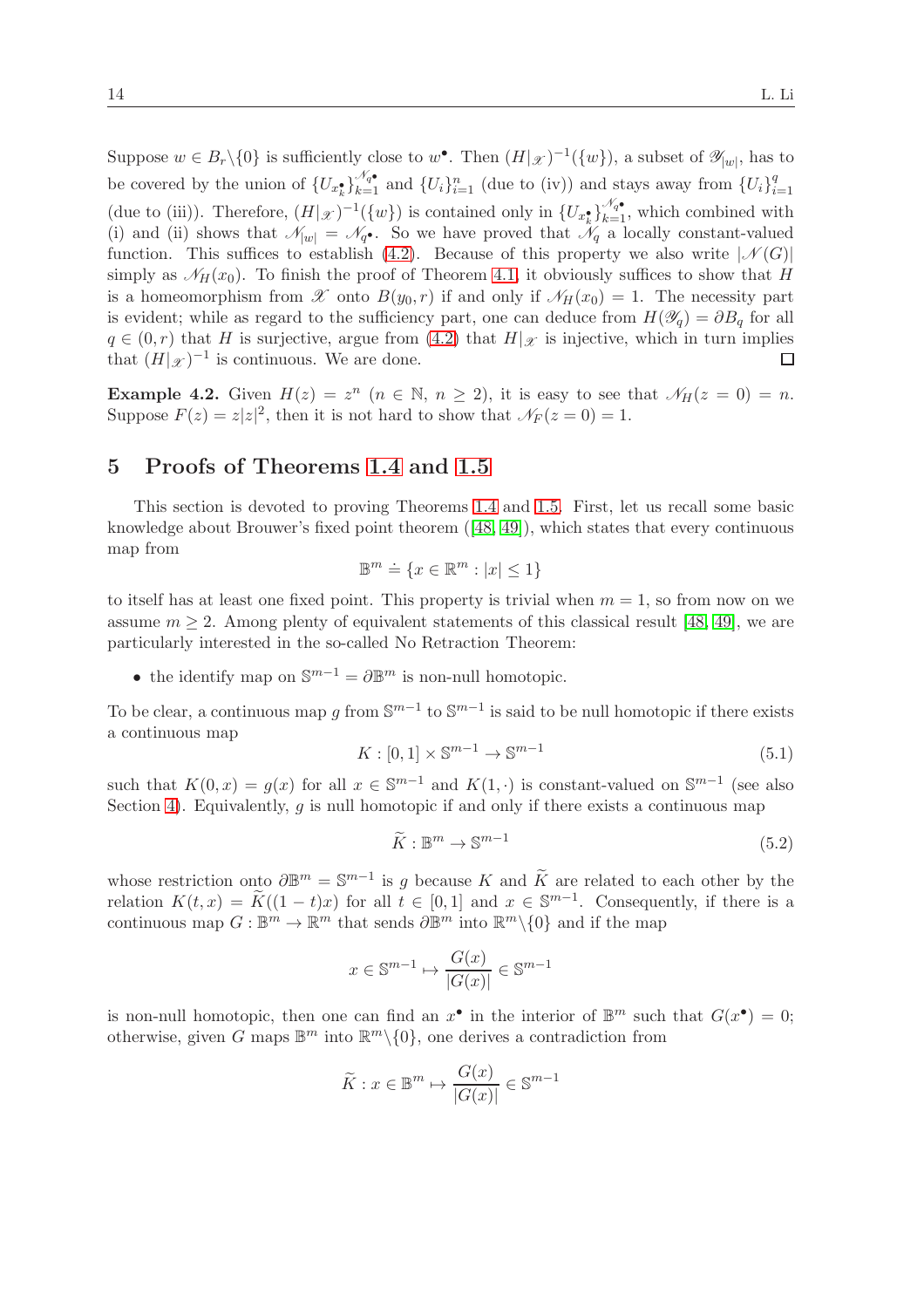Suppose $w \in B_r \backslash \{0\}$ is sufficiently close to $w^\bullet$. Then $(H|_{\mathscr{X}})^{-1}(\{w\})$, a subset of $\mathscr{Y}_{|w|}$, has to be covered by the union of $\{U_{x_k^\bullet}\}_{k=1}^{\mathscr{N}_{q^\bullet}}$ and $\{U_i\}_{i=1}^{n}$ (due to (iv)) and stays away from $\{U_i\}_{i=1}^{q}$ (due to (iii)). Therefore, $(H|_{\mathscr{X}})^{-1}(\{w\})$ is contained only in $\{U_{x_k^\bullet}\}_{k=1}^{\mathscr{N}_{q^\bullet}}$, which combined with (i) and (ii) shows that $\mathscr{N}_{|w|} = \mathscr{N}_{q^\bullet}$. So we have proved that $\mathscr{N}_q$ a locally constant-valued function. This suffices to establish (4.2). Because of this property we also write $|\mathscr{N}(G)|$ simply as $\mathscr{N}_H(x_0)$. To finish the proof of Theorem 4.1, it obviously suffices to show that $H$ is a homeomorphism from $\mathscr{X}$ onto $B(y_0, r)$ if and only if $\mathscr{N}_H(x_0) = 1$. The necessity part is evident; while as regard to the sufficiency part, one can deduce from $H(\mathscr{Y}_q) = \partial B_q$ for all $q \in (0, r)$ that $H$ is surjective, argue from (4.2) that $H|_{\mathscr{X}}$ is injective, which in turn implies that $(H|_{\mathscr{X}})^{-1}$ is continuous. We are done. □

**Example 4.2.** Given $H(z) = z^n$ ($n \in \mathbb{N}$, $n \geq 2$), it is easy to see that $\mathscr{N}_H(z = 0) = n$. Suppose $F(z) = z|z|^2$, then it is not hard to show that $\mathscr{N}_F(z = 0) = 1$.

# 5 Proofs of Theorems 1.4 and 1.5

This section is devoted to proving Theorems 1.4 and 1.5. First, let us recall some basic knowledge about Brouwer's fixed point theorem ([48, 49]), which states that every continuous map from

$$\mathbb{B}^m \doteq \{x \in \mathbb{R}^m : |x| \leq 1\}$$

to itself has at least one fixed point. This property is trivial when $m = 1$, so from now on we assume $m \geq 2$. Among plenty of equivalent statements of this classical result [48, 49], we are particularly interested in the so-called No Retraction Theorem:

- the identify map on $\mathbb{S}^{m-1} = \partial\mathbb{B}^m$ is non-null homotopic.

To be clear, a continuous map $g$ from $\mathbb{S}^{m-1}$ to $\mathbb{S}^{m-1}$ is said to be null homotopic if there exists a continuous map

$$K : [0, 1] \times \mathbb{S}^{m-1} \to \mathbb{S}^{m-1} \tag{5.1}$$

such that $K(0, x) = g(x)$ for all $x \in \mathbb{S}^{m-1}$ and $K(1, \cdot)$ is constant-valued on $\mathbb{S}^{m-1}$ (see also Section 4). Equivalently, $g$ is null homotopic if and only if there exists a continuous map

$$\widetilde{K} : \mathbb{B}^m \to \mathbb{S}^{m-1} \tag{5.2}$$

whose restriction onto $\partial\mathbb{B}^m = \mathbb{S}^{m-1}$ is $g$ because $K$ and $\widetilde{K}$ are related to each other by the relation $K(t, x) = \widetilde{K}((1-t)x)$ for all $t \in [0, 1]$ and $x \in \mathbb{S}^{m-1}$. Consequently, if there is a continuous map $G : \mathbb{B}^m \to \mathbb{R}^m$ that sends $\partial\mathbb{B}^m$ into $\mathbb{R}^m\backslash\{0\}$ and if the map

$$x \in \mathbb{S}^{m-1} \mapsto \frac{G(x)}{|G(x)|} \in \mathbb{S}^{m-1}$$

is non-null homotopic, then one can find an $x^\bullet$ in the interior of $\mathbb{B}^m$ such that $G(x^\bullet) = 0$; otherwise, given $G$ maps $\mathbb{B}^m$ into $\mathbb{R}^m\backslash\{0\}$, one derives a contradiction from

$$\widetilde{K} : x \in \mathbb{B}^m \mapsto \frac{G(x)}{|G(x)|} \in \mathbb{S}^{m-1}$$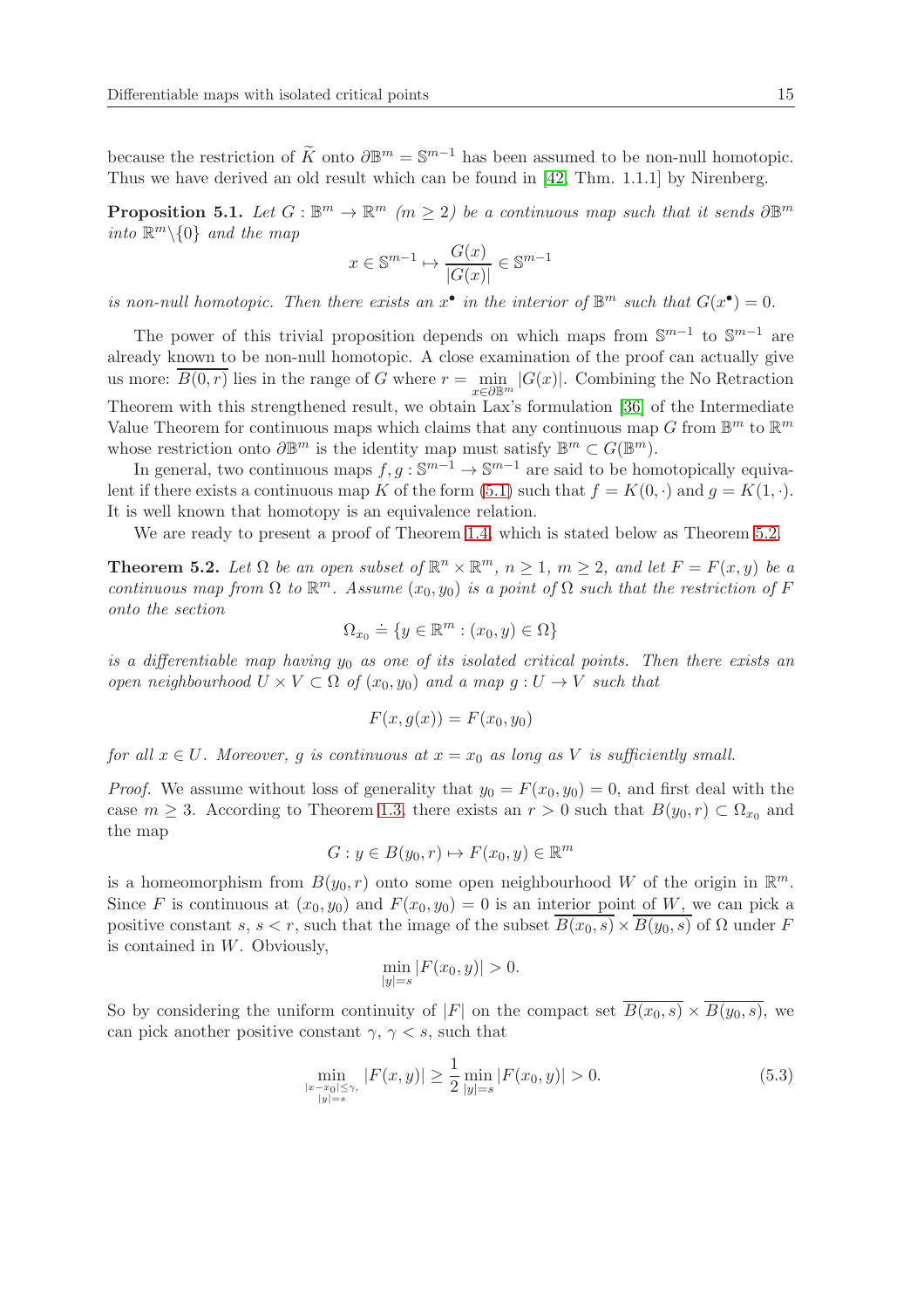because the restriction of $\widetilde{K}$ onto $\partial\mathbb{B}^m = \mathbb{S}^{m-1}$ has been assumed to be non-null homotopic. Thus we have derived an old result which can be found in [42, Thm. 1.1.1] by Nirenberg.

**Proposition 5.1.** *Let $G : \mathbb{B}^m \to \mathbb{R}^m$ ($m \geq 2$) be a continuous map such that it sends $\partial\mathbb{B}^m$ into $\mathbb{R}^m\backslash\{0\}$ and the map*

$$x \in \mathbb{S}^{m-1} \mapsto \frac{G(x)}{|G(x)|} \in \mathbb{S}^{m-1}$$

*is non-null homotopic. Then there exists an $x^\bullet$ in the interior of $\mathbb{B}^m$ such that $G(x^\bullet) = 0$.*

The power of this trivial proposition depends on which maps from $\mathbb{S}^{m-1}$ to $\mathbb{S}^{m-1}$ are already known to be non-null homotopic. A close examination of the proof can actually give us more: $\overline{B(0,r)}$ lies in the range of $G$ where $r = \min_{x\in\partial\mathbb{B}^m} |G(x)|$. Combining the No Retraction Theorem with this strengthened result, we obtain Lax's formulation [36] of the Intermediate Value Theorem for continuous maps which claims that any continuous map $G$ from $\mathbb{B}^m$ to $\mathbb{R}^m$ whose restriction onto $\partial\mathbb{B}^m$ is the identity map must satisfy $\mathbb{B}^m \subset G(\mathbb{B}^m)$.

In general, two continuous maps $f, g : \mathbb{S}^{m-1} \to \mathbb{S}^{m-1}$ are said to be homotopically equivalent if there exists a continuous map $K$ of the form (5.1) such that $f = K(0,\cdot)$ and $g = K(1,\cdot)$. It is well known that homotopy is an equivalence relation.

We are ready to present a proof of Theorem 1.4, which is stated below as Theorem 5.2.

**Theorem 5.2.** *Let $\Omega$ be an open subset of $\mathbb{R}^n \times \mathbb{R}^m$, $n \geq 1$, $m \geq 2$, and let $F = F(x,y)$ be a continuous map from $\Omega$ to $\mathbb{R}^m$. Assume $(x_0, y_0)$ is a point of $\Omega$ such that the restriction of $F$ onto the section*

$$\Omega_{x_0} \doteq \{y \in \mathbb{R}^m : (x_0, y) \in \Omega\}$$

*is a differentiable map having $y_0$ as one of its isolated critical points. Then there exists an open neighbourhood $U \times V \subset \Omega$ of $(x_0, y_0)$ and a map $g : U \to V$ such that*

$$F(x, g(x)) = F(x_0, y_0)$$

*for all $x \in U$. Moreover, $g$ is continuous at $x = x_0$ as long as $V$ is sufficiently small.*

*Proof.* We assume without loss of generality that $y_0 = F(x_0, y_0) = 0$, and first deal with the case $m \geq 3$. According to Theorem 1.3, there exists an $r > 0$ such that $B(y_0, r) \subset \Omega_{x_0}$ and the map

$$G : y \in B(y_0, r) \mapsto F(x_0, y) \in \mathbb{R}^m$$

is a homeomorphism from $B(y_0, r)$ onto some open neighbourhood $W$ of the origin in $\mathbb{R}^m$. Since $F$ is continuous at $(x_0, y_0)$ and $F(x_0, y_0) = 0$ is an interior point of $W$, we can pick a positive constant $s$, $s < r$, such that the image of the subset $\overline{B(x_0, s)} \times \overline{B(y_0, s)}$ of $\Omega$ under $F$ is contained in $W$. Obviously,

$$\min_{|y|=s} |F(x_0, y)| > 0.$$

So by considering the uniform continuity of $|F|$ on the compact set $\overline{B(x_0, s)} \times \overline{B(y_0, s)}$, we can pick another positive constant $\gamma$, $\gamma < s$, such that

$$\min_{\substack{|x-x_0|\leq\gamma, \\ |y|=s}} |F(x,y)| \geq \frac{1}{2} \min_{|y|=s} |F(x_0, y)| > 0. \tag{5.3}$$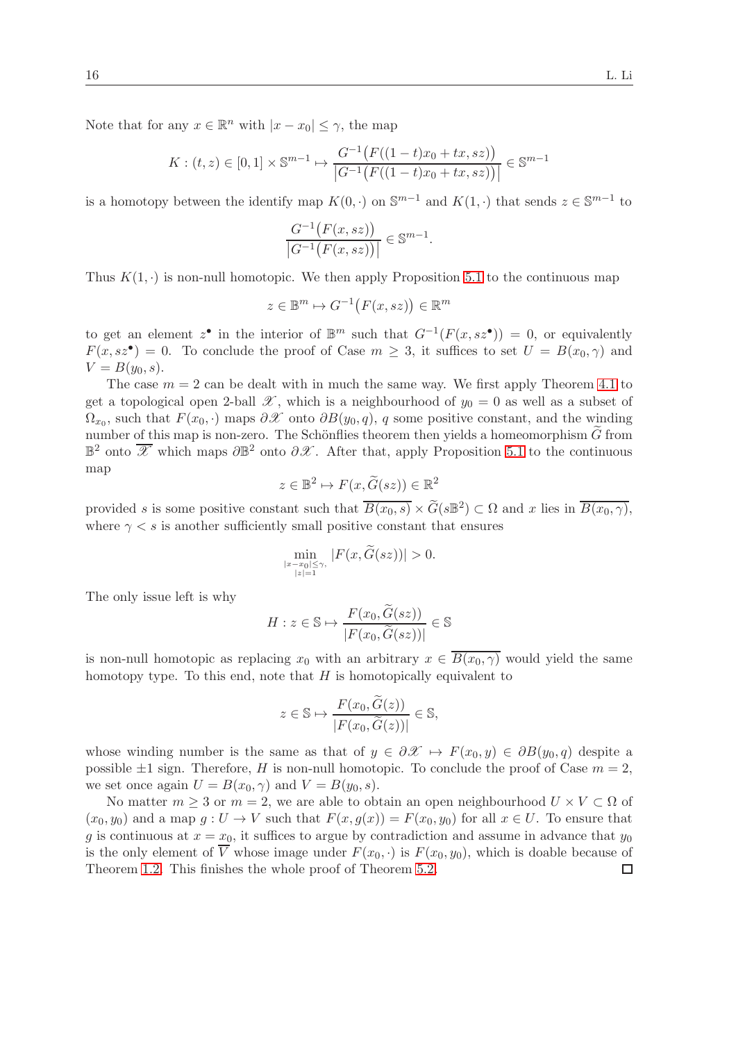Note that for any $x \in \mathbb{R}^n$ with $|x - x_0| \le \gamma$, the map

$$K : (t, z) \in [0,1] \times \mathbb{S}^{m-1} \mapsto \frac{G^{-1}\big(F((1-t)x_0 + tx, sz)\big)}{\big|G^{-1}\big(F((1-t)x_0 + tx, sz)\big)\big|} \in \mathbb{S}^{m-1}$$

is a homotopy between the identify map $K(0, \cdot)$ on $\mathbb{S}^{m-1}$ and $K(1, \cdot)$ that sends $z \in \mathbb{S}^{m-1}$ to

$$\frac{G^{-1}\big(F(x, sz)\big)}{\big|G^{-1}\big(F(x, sz)\big)\big|} \in \mathbb{S}^{m-1}.$$

Thus $K(1, \cdot)$ is non-null homotopic. We then apply Proposition 5.1 to the continuous map

$$z \in \mathbb{B}^m \mapsto G^{-1}\big(F(x, sz)\big) \in \mathbb{R}^m$$

to get an element $z^\bullet$ in the interior of $\mathbb{B}^m$ such that $G^{-1}(F(x, sz^\bullet)) = 0$, or equivalently $F(x, sz^\bullet) = 0$. To conclude the proof of Case $m \ge 3$, it suffices to set $U = B(x_0, \gamma)$ and $V = B(y_0, s)$.

The case $m = 2$ can be dealt with in much the same way. We first apply Theorem 4.1 to get a topological open 2-ball $\mathscr{X}$, which is a neighbourhood of $y_0 = 0$ as well as a subset of $\Omega_{x_0}$, such that $F(x_0, \cdot)$ maps $\partial\mathscr{X}$ onto $\partial B(y_0, q)$, $q$ some positive constant, and the winding number of this map is non-zero. The Schönflies theorem then yields a homeomorphism $\widetilde{G}$ from $\mathbb{B}^2$ onto $\overline{\mathscr{X}}$ which maps $\partial\mathbb{B}^2$ onto $\partial\mathscr{X}$. After that, apply Proposition 5.1 to the continuous map

$$z \in \mathbb{B}^2 \mapsto F(x, \widetilde{G}(sz)) \in \mathbb{R}^2$$

provided $s$ is some positive constant such that $\overline{B(x_0, s)} \times \widetilde{G}(s\mathbb{B}^2) \subset \Omega$ and $x$ lies in $\overline{B(x_0, \gamma)}$, where $\gamma < s$ is another sufficiently small positive constant that ensures

$$\min_{\substack{|x-x_0| \le \gamma, \\ |z|=1}} |F(x, \widetilde{G}(sz))| > 0.$$

The only issue left is why

$$H : z \in \mathbb{S} \mapsto \frac{F(x_0, \widetilde{G}(sz))}{|F(x_0, \widetilde{G}(sz))|} \in \mathbb{S}$$

is non-null homotopic as replacing $x_0$ with an arbitrary $x \in \overline{B(x_0, \gamma)}$ would yield the same homotopy type. To this end, note that $H$ is homotopically equivalent to

$$z \in \mathbb{S} \mapsto \frac{F(x_0, \widetilde{G}(z))}{|F(x_0, \widetilde{G}(z))|} \in \mathbb{S},$$

whose winding number is the same as that of $y \in \partial\mathscr{X} \mapsto F(x_0, y) \in \partial B(y_0, q)$ despite a possible $\pm 1$ sign. Therefore, $H$ is non-null homotopic. To conclude the proof of Case $m = 2$, we set once again $U = B(x_0, \gamma)$ and $V = B(y_0, s)$.

No matter $m \ge 3$ or $m = 2$, we are able to obtain an open neighbourhood $U \times V \subset \Omega$ of $(x_0, y_0)$ and a map $g : U \to V$ such that $F(x, g(x)) = F(x_0, y_0)$ for all $x \in U$. To ensure that $g$ is continuous at $x = x_0$, it suffices to argue by contradiction and assume in advance that $y_0$ is the only element of $\overline{V}$ whose image under $F(x_0, \cdot)$ is $F(x_0, y_0)$, which is doable because of Theorem 1.2. This finishes the whole proof of Theorem 5.2. □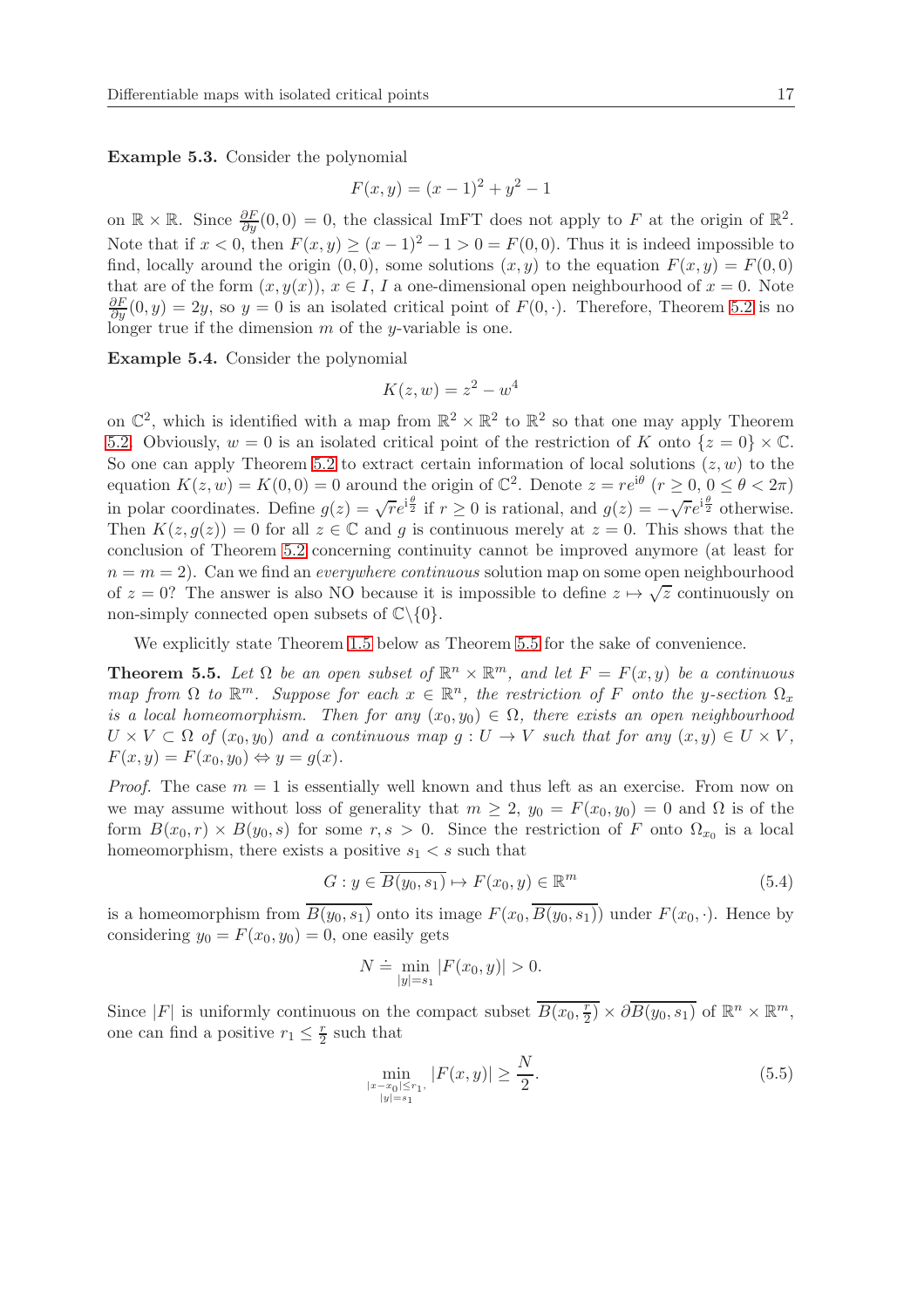**Example 5.3.** Consider the polynomial

$$F(x,y) = (x-1)^2 + y^2 - 1$$

on $\mathbb{R} \times \mathbb{R}$. Since $\frac{\partial F}{\partial y}(0,0) = 0$, the classical ImFT does not apply to $F$ at the origin of $\mathbb{R}^2$. Note that if $x < 0$, then $F(x,y) \geq (x-1)^2 - 1 > 0 = F(0,0)$. Thus it is indeed impossible to find, locally around the origin $(0,0)$, some solutions $(x,y)$ to the equation $F(x,y) = F(0,0)$ that are of the form $(x, y(x))$, $x \in I$, $I$ a one-dimensional open neighbourhood of $x = 0$. Note $\frac{\partial F}{\partial y}(0,y) = 2y$, so $y = 0$ is an isolated critical point of $F(0,\cdot)$. Therefore, Theorem 5.2 is no longer true if the dimension $m$ of the $y$-variable is one.

**Example 5.4.** Consider the polynomial

$$K(z,w) = z^2 - w^4$$

on $\mathbb{C}^2$, which is identified with a map from $\mathbb{R}^2 \times \mathbb{R}^2$ to $\mathbb{R}^2$ so that one may apply Theorem 5.2. Obviously, $w = 0$ is an isolated critical point of the restriction of $K$ onto $\{z = 0\} \times \mathbb{C}$. So one can apply Theorem 5.2 to extract certain information of local solutions $(z,w)$ to the equation $K(z,w) = K(0,0) = 0$ around the origin of $\mathbb{C}^2$. Denote $z = re^{i\theta}$ ($r \geq 0$, $0 \leq \theta < 2\pi$) in polar coordinates. Define $g(z) = \sqrt{r}e^{i\frac{\theta}{2}}$ if $r \geq 0$ is rational, and $g(z) = -\sqrt{r}e^{i\frac{\theta}{2}}$ otherwise. Then $K(z, g(z)) = 0$ for all $z \in \mathbb{C}$ and $g$ is continuous merely at $z = 0$. This shows that the conclusion of Theorem 5.2 concerning continuity cannot be improved anymore (at least for $n = m = 2$). Can we find an *everywhere continuous* solution map on some open neighbourhood of $z = 0$? The answer is also NO because it is impossible to define $z \mapsto \sqrt{z}$ continuously on non-simply connected open subsets of $\mathbb{C}\backslash\{0\}$.

We explicitly state Theorem 1.5 below as Theorem 5.5 for the sake of convenience.

**Theorem 5.5.** *Let $\Omega$ be an open subset of $\mathbb{R}^n \times \mathbb{R}^m$, and let $F = F(x,y)$ be a continuous map from $\Omega$ to $\mathbb{R}^m$. Suppose for each $x \in \mathbb{R}^n$, the restriction of $F$ onto the $y$-section $\Omega_x$ is a local homeomorphism. Then for any $(x_0, y_0) \in \Omega$, there exists an open neighbourhood $U \times V \subset \Omega$ of $(x_0, y_0)$ and a continuous map $g : U \to V$ such that for any $(x,y) \in U \times V$, $F(x,y) = F(x_0,y_0) \Leftrightarrow y = g(x)$.*

*Proof.* The case $m = 1$ is essentially well known and thus left as an exercise. From now on we may assume without loss of generality that $m \geq 2$, $y_0 = F(x_0, y_0) = 0$ and $\Omega$ is of the form $B(x_0, r) \times B(y_0, s)$ for some $r, s > 0$. Since the restriction of $F$ onto $\Omega_{x_0}$ is a local homeomorphism, there exists a positive $s_1 < s$ such that

$$G : y \in \overline{B(y_0, s_1)} \mapsto F(x_0, y) \in \mathbb{R}^m \tag{5.4}$$

is a homeomorphism from $\overline{B(y_0, s_1)}$ onto its image $F(x_0, \overline{B(y_0, s_1)})$ under $F(x_0, \cdot)$. Hence by considering $y_0 = F(x_0, y_0) = 0$, one easily gets

$$N \doteq \min_{|y| = s_1} |F(x_0, y)| > 0.$$

Since $|F|$ is uniformly continuous on the compact subset $\overline{B(x_0, \frac{r}{2})} \times \partial \overline{B(y_0, s_1)}$ of $\mathbb{R}^n \times \mathbb{R}^m$, one can find a positive $r_1 \leq \frac{r}{2}$ such that

$$\min_{\substack{|x - x_0| \leq r_1, \\ |y| = s_1}} |F(x,y)| \geq \frac{N}{2}. \tag{5.5}$$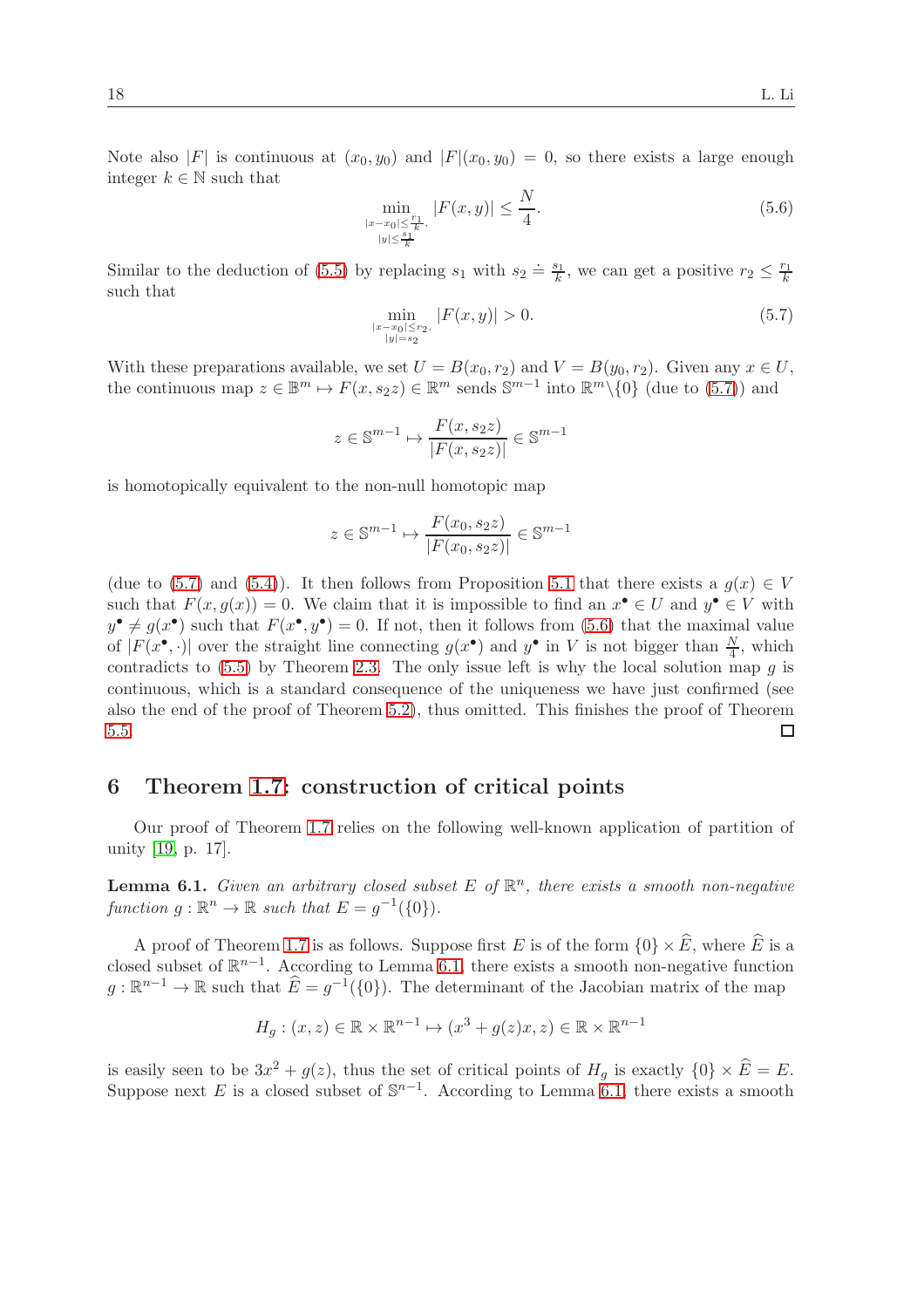Note also $|F|$ is continuous at $(x_0, y_0)$ and $|F|(x_0, y_0) = 0$, so there exists a large enough integer $k \in \mathbb{N}$ such that

$$\min_{\substack{|x-x_0|\le \frac{r_1}{k},\\ |y|\le \frac{s_1}{k}}} |F(x,y)| \le \frac{N}{4}. \tag{5.6}$$

Similar to the deduction of (5.5) by replacing $s_1$ with $s_2 \doteq \frac{s_1}{k}$, we can get a positive $r_2 \le \frac{r_1}{k}$ such that

$$\min_{\substack{|x-x_0|\le r_2,\\ |y|=s_2}} |F(x,y)| > 0. \tag{5.7}$$

With these preparations available, we set $U = B(x_0, r_2)$ and $V = B(y_0, r_2)$. Given any $x \in U$, the continuous map $z \in \mathbb{B}^m \mapsto F(x, s_2 z) \in \mathbb{R}^m$ sends $\mathbb{S}^{m-1}$ into $\mathbb{R}^m \backslash \{0\}$ (due to (5.7)) and

$$z \in \mathbb{S}^{m-1} \mapsto \frac{F(x, s_2 z)}{|F(x, s_2 z)|} \in \mathbb{S}^{m-1}$$

is homotopically equivalent to the non-null homotopic map

$$z \in \mathbb{S}^{m-1} \mapsto \frac{F(x_0, s_2 z)}{|F(x_0, s_2 z)|} \in \mathbb{S}^{m-1}$$

(due to (5.7) and (5.4)). It then follows from Proposition 5.1 that there exists a $g(x) \in V$ such that $F(x, g(x)) = 0$. We claim that it is impossible to find an $x^\bullet \in U$ and $y^\bullet \in V$ with $y^\bullet \neq g(x^\bullet)$ such that $F(x^\bullet, y^\bullet) = 0$. If not, then it follows from (5.6) that the maximal value of $|F(x^\bullet, \cdot)|$ over the straight line connecting $g(x^\bullet)$ and $y^\bullet$ in $V$ is not bigger than $\frac{N}{4}$, which contradicts to (5.5) by Theorem 2.3. The only issue left is why the local solution map $g$ is continuous, which is a standard consequence of the uniqueness we have just confirmed (see also the end of the proof of Theorem 5.2), thus omitted. This finishes the proof of Theorem 5.5. □

## 6 Theorem 1.7: construction of critical points

Our proof of Theorem 1.7 relies on the following well-known application of partition of unity [19, p. 17].

**Lemma 6.1.** *Given an arbitrary closed subset $E$ of $\mathbb{R}^n$, there exists a smooth non-negative function $g : \mathbb{R}^n \to \mathbb{R}$ such that $E = g^{-1}(\{0\})$.*

A proof of Theorem 1.7 is as follows. Suppose first $E$ is of the form $\{0\} \times \widehat{E}$, where $\widehat{E}$ is a closed subset of $\mathbb{R}^{n-1}$. According to Lemma 6.1, there exists a smooth non-negative function $g : \mathbb{R}^{n-1} \to \mathbb{R}$ such that $\widehat{E} = g^{-1}(\{0\})$. The determinant of the Jacobian matrix of the map

$$H_g : (x, z) \in \mathbb{R} \times \mathbb{R}^{n-1} \mapsto (x^3 + g(z)x, z) \in \mathbb{R} \times \mathbb{R}^{n-1}$$

is easily seen to be $3x^2 + g(z)$, thus the set of critical points of $H_g$ is exactly $\{0\} \times \widehat{E} = E$. Suppose next $E$ is a closed subset of $\mathbb{S}^{n-1}$. According to Lemma 6.1, there exists a smooth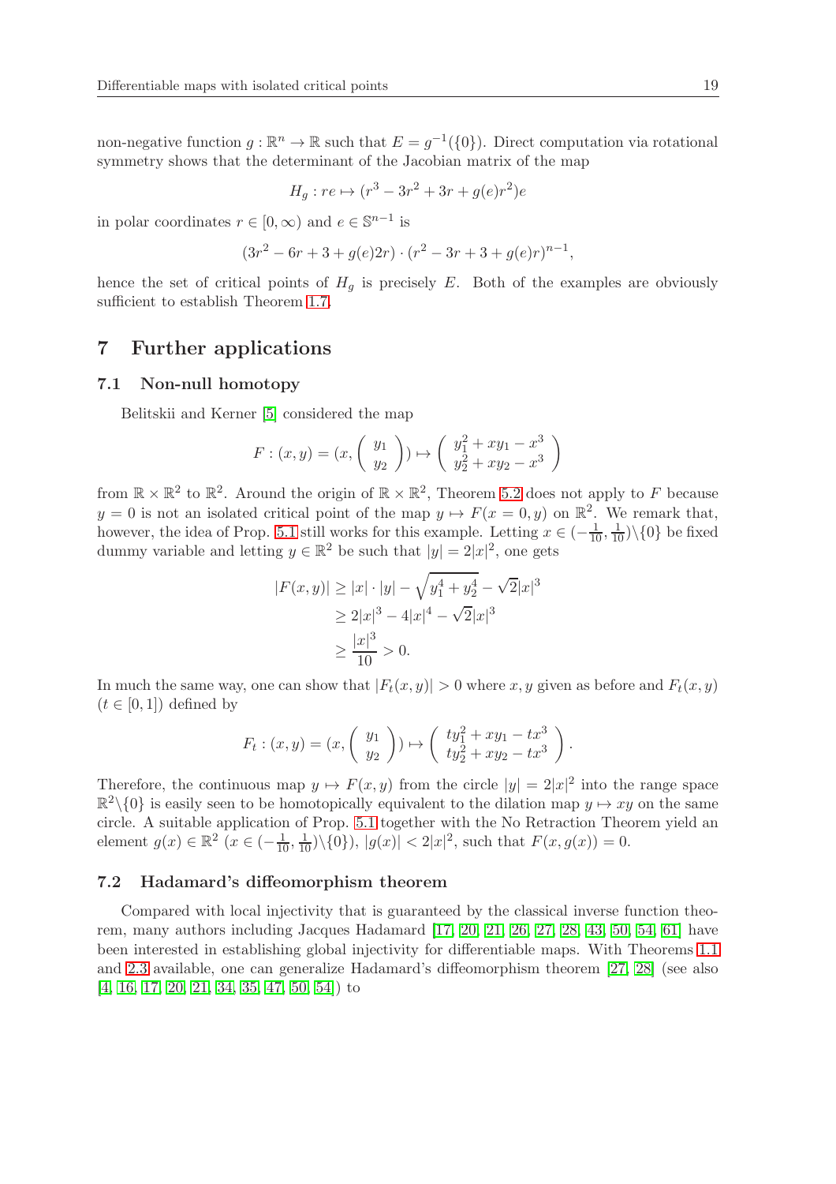non-negative function $g : \mathbb{R}^n \to \mathbb{R}$ such that $E = g^{-1}(\{0\})$. Direct computation via rotational symmetry shows that the determinant of the Jacobian matrix of the map

$$H_g : re \mapsto (r^3 - 3r^2 + 3r + g(e)r^2)e$$

in polar coordinates $r \in [0, \infty)$ and $e \in \mathbb{S}^{n-1}$ is

$$(3r^2 - 6r + 3 + g(e)2r) \cdot (r^2 - 3r + 3 + g(e)r)^{n-1},$$

hence the set of critical points of $H_g$ is precisely $E$. Both of the examples are obviously sufficient to establish Theorem 1.7.

## 7 Further applications

### 7.1 Non-null homotopy

Belitskii and Kerner [5] considered the map

$$F : (x, y) = (x, \begin{pmatrix} y_1 \\ y_2 \end{pmatrix}) \mapsto \begin{pmatrix} y_1^2 + xy_1 - x^3 \\ y_2^2 + xy_2 - x^3 \end{pmatrix}$$

from $\mathbb{R} \times \mathbb{R}^2$ to $\mathbb{R}^2$. Around the origin of $\mathbb{R} \times \mathbb{R}^2$, Theorem 5.2 does not apply to $F$ because $y = 0$ is not an isolated critical point of the map $y \mapsto F(x = 0, y)$ on $\mathbb{R}^2$. We remark that, however, the idea of Prop. 5.1 still works for this example. Letting $x \in (-\frac{1}{10}, \frac{1}{10})\backslash\{0\}$ be fixed dummy variable and letting $y \in \mathbb{R}^2$ be such that $|y| = 2|x|^2$, one gets

$$\begin{aligned}
|F(x, y)| &\geq |x| \cdot |y| - \sqrt{y_1^4 + y_2^4} - \sqrt{2}|x|^3 \\
&\geq 2|x|^3 - 4|x|^4 - \sqrt{2}|x|^3 \\
&\geq \frac{|x|^3}{10} > 0.
\end{aligned}$$

In much the same way, one can show that $|F_t(x, y)| > 0$ where $x, y$ given as before and $F_t(x, y)$ ($t \in [0, 1]$) defined by

$$F_t : (x, y) = (x, \begin{pmatrix} y_1 \\ y_2 \end{pmatrix}) \mapsto \begin{pmatrix} ty_1^2 + xy_1 - tx^3 \\ ty_2^2 + xy_2 - tx^3 \end{pmatrix}.$$

Therefore, the continuous map $y \mapsto F(x, y)$ from the circle $|y| = 2|x|^2$ into the range space $\mathbb{R}^2\backslash\{0\}$ is easily seen to be homotopically equivalent to the dilation map $y \mapsto xy$ on the same circle. A suitable application of Prop. 5.1 together with the No Retraction Theorem yield an element $g(x) \in \mathbb{R}^2$ ($x \in (-\frac{1}{10}, \frac{1}{10})\backslash\{0\}$), $|g(x)| < 2|x|^2$, such that $F(x, g(x)) = 0$.

### 7.2 Hadamard's diffeomorphism theorem

Compared with local injectivity that is guaranteed by the classical inverse function theorem, many authors including Jacques Hadamard [17, 20, 21, 26, 27, 28, 43, 50, 54, 61] have been interested in establishing global injectivity for differentiable maps. With Theorems 1.1 and 2.3 available, one can generalize Hadamard's diffeomorphism theorem [27, 28] (see also [4, 16, 17, 20, 21, 34, 35, 47, 50, 54]) to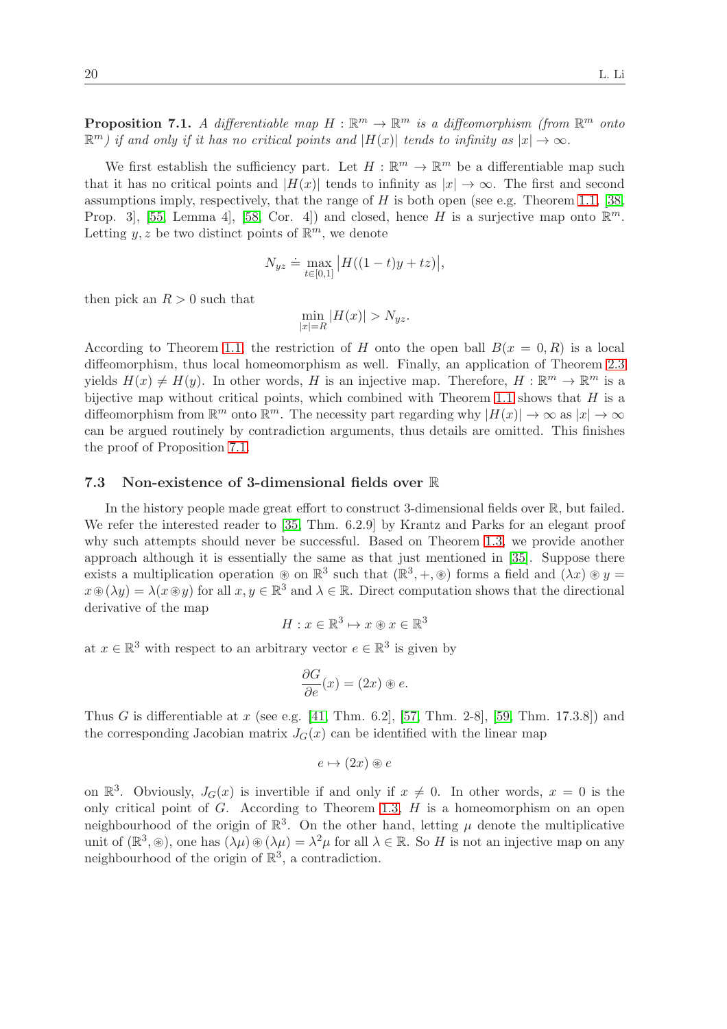**Proposition 7.1.** *A differentiable map $H : \mathbb{R}^m \to \mathbb{R}^m$ is a diffeomorphism (from $\mathbb{R}^m$ onto $\mathbb{R}^m$) if and only if it has no critical points and $|H(x)|$ tends to infinity as $|x| \to \infty$.*

We first establish the sufficiency part. Let $H : \mathbb{R}^m \to \mathbb{R}^m$ be a differentiable map such that it has no critical points and $|H(x)|$ tends to infinity as $|x| \to \infty$. The first and second assumptions imply, respectively, that the range of $H$ is both open (see e.g. Theorem 1.1, [38, Prop. 3], [55, Lemma 4], [58, Cor. 4]) and closed, hence $H$ is a surjective map onto $\mathbb{R}^m$. Letting $y, z$ be two distinct points of $\mathbb{R}^m$, we denote

$$N_{yz} \doteq \max_{t \in [0,1]} \big| H((1-t)y + tz) \big|,$$

then pick an $R > 0$ such that

$$\min_{|x|=R} |H(x)| > N_{yz}.$$

According to Theorem 1.1, the restriction of $H$ onto the open ball $B(x = 0, R)$ is a local diffeomorphism, thus local homeomorphism as well. Finally, an application of Theorem 2.3 yields $H(x) \neq H(y)$. In other words, $H$ is an injective map. Therefore, $H : \mathbb{R}^m \to \mathbb{R}^m$ is a bijective map without critical points, which combined with Theorem 1.1 shows that $H$ is a diffeomorphism from $\mathbb{R}^m$ onto $\mathbb{R}^m$. The necessity part regarding why $|H(x)| \to \infty$ as $|x| \to \infty$ can be argued routinely by contradiction arguments, thus details are omitted. This finishes the proof of Proposition 7.1.

### 7.3 Non-existence of 3-dimensional fields over $\mathbb{R}$

In the history people made great effort to construct 3-dimensional fields over $\mathbb{R}$, but failed. We refer the interested reader to [35, Thm. 6.2.9] by Krantz and Parks for an elegant proof why such attempts should never be successful. Based on Theorem 1.3, we provide another approach although it is essentially the same as that just mentioned in [35]. Suppose there exists a multiplication operation $\circledast$ on $\mathbb{R}^3$ such that $(\mathbb{R}^3, +, \circledast)$ forms a field and $(\lambda x) \circledast y = x \circledast (\lambda y) = \lambda (x \circledast y)$ for all $x, y \in \mathbb{R}^3$ and $\lambda \in \mathbb{R}$. Direct computation shows that the directional derivative of the map

$$H : x \in \mathbb{R}^3 \mapsto x \circledast x \in \mathbb{R}^3$$

at $x \in \mathbb{R}^3$ with respect to an arbitrary vector $e \in \mathbb{R}^3$ is given by

$$\frac{\partial G}{\partial e}(x) = (2x) \circledast e.$$

Thus $G$ is differentiable at $x$ (see e.g. [41, Thm. 6.2], [57, Thm. 2-8], [59, Thm. 17.3.8]) and the corresponding Jacobian matrix $J_G(x)$ can be identified with the linear map

$$e \mapsto (2x) \circledast e$$

on $\mathbb{R}^3$. Obviously, $J_G(x)$ is invertible if and only if $x \neq 0$. In other words, $x = 0$ is the only critical point of $G$. According to Theorem 1.3, $H$ is a homeomorphism on an open neighbourhood of the origin of $\mathbb{R}^3$. On the other hand, letting $\mu$ denote the multiplicative unit of $(\mathbb{R}^3, \circledast)$, one has $(\lambda \mu) \circledast (\lambda \mu) = \lambda^2 \mu$ for all $\lambda \in \mathbb{R}$. So $H$ is not an injective map on any neighbourhood of the origin of $\mathbb{R}^3$, a contradiction.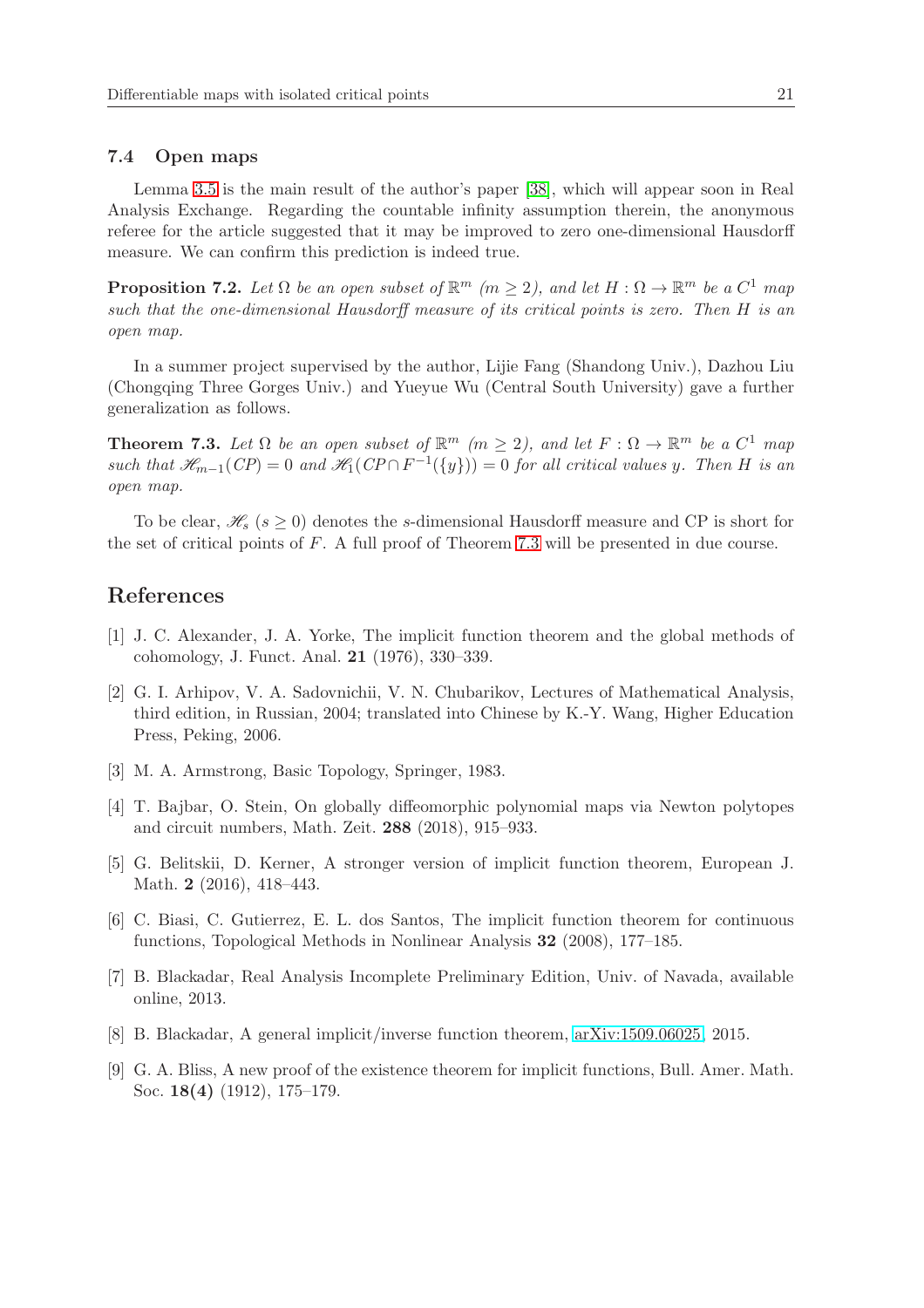### 7.4 Open maps

Lemma 3.5 is the main result of the author's paper [38], which will appear soon in Real Analysis Exchange. Regarding the countable infinity assumption therein, the anonymous referee for the article suggested that it may be improved to zero one-dimensional Hausdorff measure. We can confirm this prediction is indeed true.

**Proposition 7.2.** *Let $\Omega$ be an open subset of $\mathbb{R}^m$ $(m \geq 2)$, and let $H : \Omega \to \mathbb{R}^m$ be a $C^1$ map such that the one-dimensional Hausdorff measure of its critical points is zero. Then $H$ is an open map.*

In a summer project supervised by the author, Lijie Fang (Shandong Univ.), Dazhou Liu (Chongqing Three Gorges Univ.) and Yueyue Wu (Central South University) gave a further generalization as follows.

**Theorem 7.3.** *Let $\Omega$ be an open subset of $\mathbb{R}^m$ $(m \geq 2)$, and let $F : \Omega \to \mathbb{R}^m$ be a $C^1$ map such that $\mathscr{H}_{m-1}(CP) = 0$ and $\mathscr{H}_1(CP \cap F^{-1}(\{y\})) = 0$ for all critical values $y$. Then $H$ is an open map.*

To be clear, $\mathscr{H}_s$ $(s \geq 0)$ denotes the $s$-dimensional Hausdorff measure and CP is short for the set of critical points of $F$. A full proof of Theorem 7.3 will be presented in due course.

## References

[1] J. C. Alexander, J. A. Yorke, The implicit function theorem and the global methods of cohomology, J. Funct. Anal. **21** (1976), 330–339.

[2] G. I. Arhipov, V. A. Sadovnichii, V. N. Chubarikov, Lectures of Mathematical Analysis, third edition, in Russian, 2004; translated into Chinese by K.-Y. Wang, Higher Education Press, Peking, 2006.

[3] M. A. Armstrong, Basic Topology, Springer, 1983.

[4] T. Bajbar, O. Stein, On globally diffeomorphic polynomial maps via Newton polytopes and circuit numbers, Math. Zeit. **288** (2018), 915–933.

[5] G. Belitskii, D. Kerner, A stronger version of implicit function theorem, European J. Math. **2** (2016), 418–443.

[6] C. Biasi, C. Gutierrez, E. L. dos Santos, The implicit function theorem for continuous functions, Topological Methods in Nonlinear Analysis **32** (2008), 177–185.

[7] B. Blackadar, Real Analysis Incomplete Preliminary Edition, Univ. of Navada, available online, 2013.

[8] B. Blackadar, A general implicit/inverse function theorem, arXiv:1509.06025, 2015.

[9] G. A. Bliss, A new proof of the existence theorem for implicit functions, Bull. Amer. Math. Soc. **18(4)** (1912), 175–179.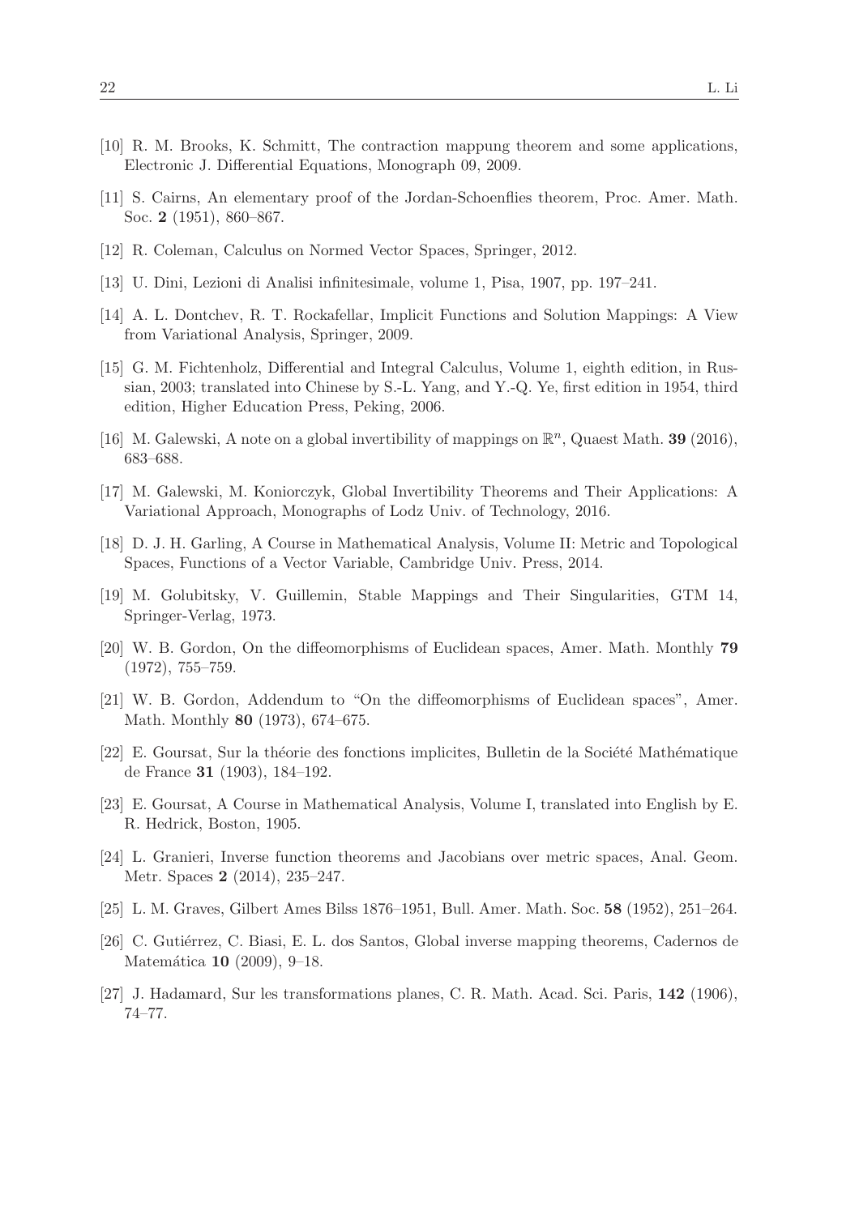[10] R. M. Brooks, K. Schmitt, The contraction mappung theorem and some applications, Electronic J. Differential Equations, Monograph 09, 2009.

[11] S. Cairns, An elementary proof of the Jordan-Schoenflies theorem, Proc. Amer. Math. Soc. **2** (1951), 860–867.

[12] R. Coleman, Calculus on Normed Vector Spaces, Springer, 2012.

[13] U. Dini, Lezioni di Analisi infinitesimale, volume 1, Pisa, 1907, pp. 197–241.

[14] A. L. Dontchev, R. T. Rockafellar, Implicit Functions and Solution Mappings: A View from Variational Analysis, Springer, 2009.

[15] G. M. Fichtenholz, Differential and Integral Calculus, Volume 1, eighth edition, in Russian, 2003; translated into Chinese by S.-L. Yang, and Y.-Q. Ye, first edition in 1954, third edition, Higher Education Press, Peking, 2006.

[16] M. Galewski, A note on a global invertibility of mappings on $\mathbb{R}^n$, Quaest Math. **39** (2016), 683–688.

[17] M. Galewski, M. Koniorczyk, Global Invertibility Theorems and Their Applications: A Variational Approach, Monographs of Lodz Univ. of Technology, 2016.

[18] D. J. H. Garling, A Course in Mathematical Analysis, Volume II: Metric and Topological Spaces, Functions of a Vector Variable, Cambridge Univ. Press, 2014.

[19] M. Golubitsky, V. Guillemin, Stable Mappings and Their Singularities, GTM 14, Springer-Verlag, 1973.

[20] W. B. Gordon, On the diffeomorphisms of Euclidean spaces, Amer. Math. Monthly **79** (1972), 755–759.

[21] W. B. Gordon, Addendum to "On the diffeomorphisms of Euclidean spaces", Amer. Math. Monthly **80** (1973), 674–675.

[22] E. Goursat, Sur la théorie des fonctions implicites, Bulletin de la Société Mathématique de France **31** (1903), 184–192.

[23] E. Goursat, A Course in Mathematical Analysis, Volume I, translated into English by E. R. Hedrick, Boston, 1905.

[24] L. Granieri, Inverse function theorems and Jacobians over metric spaces, Anal. Geom. Metr. Spaces **2** (2014), 235–247.

[25] L. M. Graves, Gilbert Ames Bilss 1876–1951, Bull. Amer. Math. Soc. **58** (1952), 251–264.

[26] C. Gutiérrez, C. Biasi, E. L. dos Santos, Global inverse mapping theorems, Cadernos de Matemática **10** (2009), 9–18.

[27] J. Hadamard, Sur les transformations planes, C. R. Math. Acad. Sci. Paris, **142** (1906), 74–77.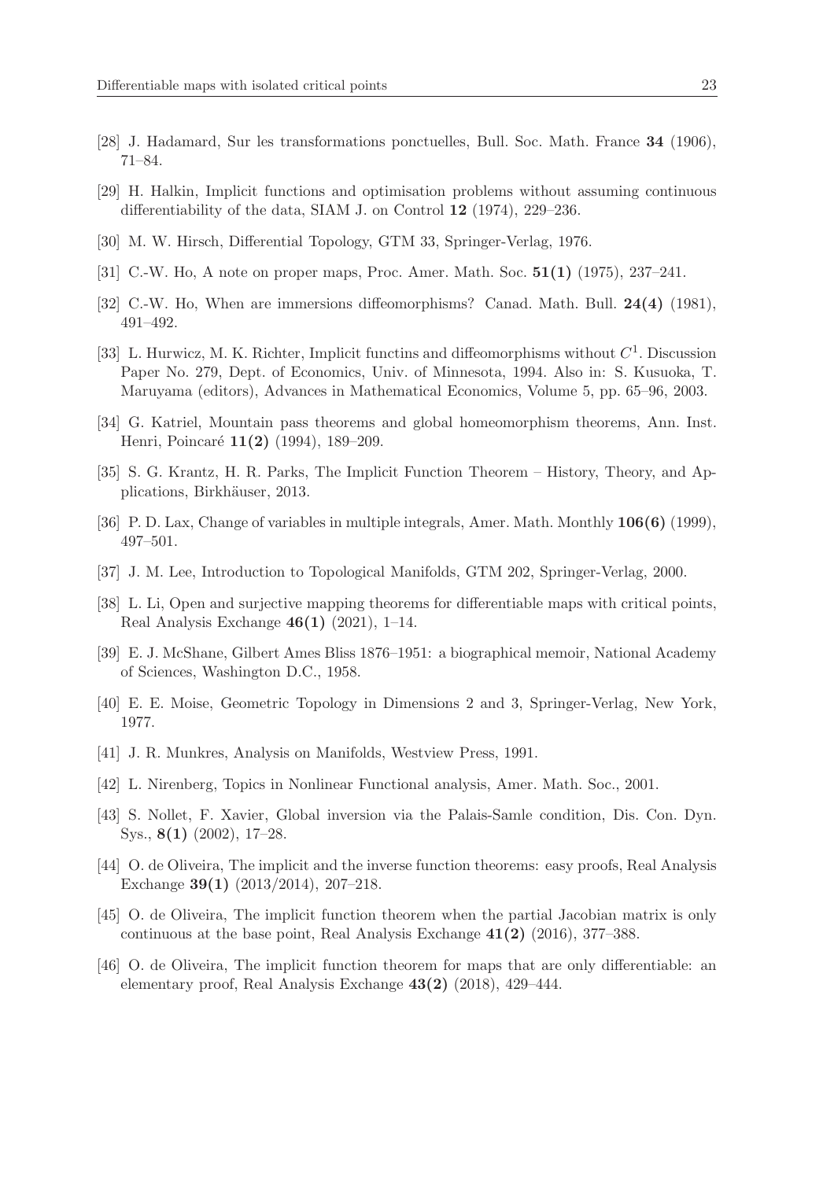[28] J. Hadamard, Sur les transformations ponctuelles, Bull. Soc. Math. France **34** (1906), 71–84.

[29] H. Halkin, Implicit functions and optimisation problems without assuming continuous differentiability of the data, SIAM J. on Control **12** (1974), 229–236.

[30] M. W. Hirsch, Differential Topology, GTM 33, Springer-Verlag, 1976.

[31] C.-W. Ho, A note on proper maps, Proc. Amer. Math. Soc. **51(1)** (1975), 237–241.

[32] C.-W. Ho, When are immersions diffeomorphisms? Canad. Math. Bull. **24(4)** (1981), 491–492.

[33] L. Hurwicz, M. K. Richter, Implicit functins and diffeomorphisms without $C^1$. Discussion Paper No. 279, Dept. of Economics, Univ. of Minnesota, 1994. Also in: S. Kusuoka, T. Maruyama (editors), Advances in Mathematical Economics, Volume 5, pp. 65–96, 2003.

[34] G. Katriel, Mountain pass theorems and global homeomorphism theorems, Ann. Inst. Henri, Poincaré **11(2)** (1994), 189–209.

[35] S. G. Krantz, H. R. Parks, The Implicit Function Theorem – History, Theory, and Applications, Birkhäuser, 2013.

[36] P. D. Lax, Change of variables in multiple integrals, Amer. Math. Monthly **106(6)** (1999), 497–501.

[37] J. M. Lee, Introduction to Topological Manifolds, GTM 202, Springer-Verlag, 2000.

[38] L. Li, Open and surjective mapping theorems for differentiable maps with critical points, Real Analysis Exchange **46(1)** (2021), 1–14.

[39] E. J. McShane, Gilbert Ames Bliss 1876–1951: a biographical memoir, National Academy of Sciences, Washington D.C., 1958.

[40] E. E. Moise, Geometric Topology in Dimensions 2 and 3, Springer-Verlag, New York, 1977.

[41] J. R. Munkres, Analysis on Manifolds, Westview Press, 1991.

[42] L. Nirenberg, Topics in Nonlinear Functional analysis, Amer. Math. Soc., 2001.

[43] S. Nollet, F. Xavier, Global inversion via the Palais-Samle condition, Dis. Con. Dyn. Sys., **8(1)** (2002), 17–28.

[44] O. de Oliveira, The implicit and the inverse function theorems: easy proofs, Real Analysis Exchange **39(1)** (2013/2014), 207–218.

[45] O. de Oliveira, The implicit function theorem when the partial Jacobian matrix is only continuous at the base point, Real Analysis Exchange **41(2)** (2016), 377–388.

[46] O. de Oliveira, The implicit function theorem for maps that are only differentiable: an elementary proof, Real Analysis Exchange **43(2)** (2018), 429–444.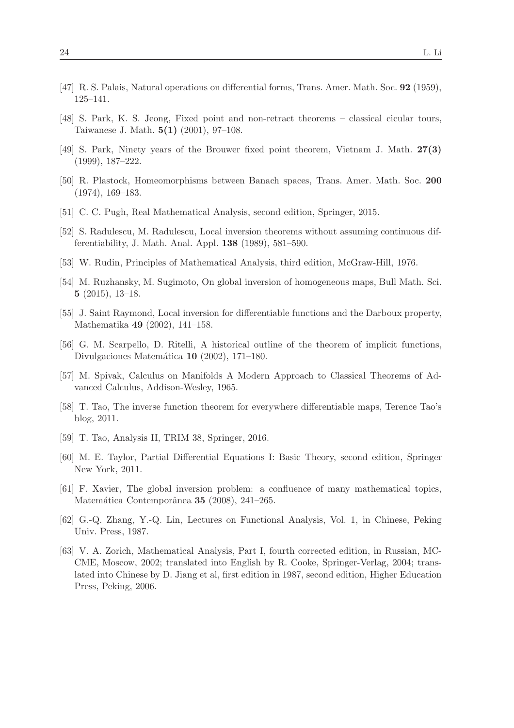[47] R. S. Palais, Natural operations on differential forms, Trans. Amer. Math. Soc. **92** (1959), 125–141.

[48] S. Park, K. S. Jeong, Fixed point and non-retract theorems – classical cicular tours, Taiwanese J. Math. **5(1)** (2001), 97–108.

[49] S. Park, Ninety years of the Brouwer fixed point theorem, Vietnam J. Math. **27(3)** (1999), 187–222.

[50] R. Plastock, Homeomorphisms between Banach spaces, Trans. Amer. Math. Soc. **200** (1974), 169–183.

[51] C. C. Pugh, Real Mathematical Analysis, second edition, Springer, 2015.

[52] S. Radulescu, M. Radulescu, Local inversion theorems without assuming continuous differentiability, J. Math. Anal. Appl. **138** (1989), 581–590.

[53] W. Rudin, Principles of Mathematical Analysis, third edition, McGraw-Hill, 1976.

[54] M. Ruzhansky, M. Sugimoto, On global inversion of homogeneous maps, Bull Math. Sci. **5** (2015), 13–18.

[55] J. Saint Raymond, Local inversion for differentiable functions and the Darboux property, Mathematika **49** (2002), 141–158.

[56] G. M. Scarpello, D. Ritelli, A historical outline of the theorem of implicit functions, Divulgaciones Matemática **10** (2002), 171–180.

[57] M. Spivak, Calculus on Manifolds A Modern Approach to Classical Theorems of Advanced Calculus, Addison-Wesley, 1965.

[58] T. Tao, The inverse function theorem for everywhere differentiable maps, Terence Tao's blog, 2011.

[59] T. Tao, Analysis II, TRIM 38, Springer, 2016.

[60] M. E. Taylor, Partial Differential Equations I: Basic Theory, second edition, Springer New York, 2011.

[61] F. Xavier, The global inversion problem: a confluence of many mathematical topics, Matemática Contemporânea **35** (2008), 241–265.

[62] G.-Q. Zhang, Y.-Q. Lin, Lectures on Functional Analysis, Vol. 1, in Chinese, Peking Univ. Press, 1987.

[63] V. A. Zorich, Mathematical Analysis, Part I, fourth corrected edition, in Russian, MC-CME, Moscow, 2002; translated into English by R. Cooke, Springer-Verlag, 2004; translated into Chinese by D. Jiang et al, first edition in 1987, second edition, Higher Education Press, Peking, 2006.